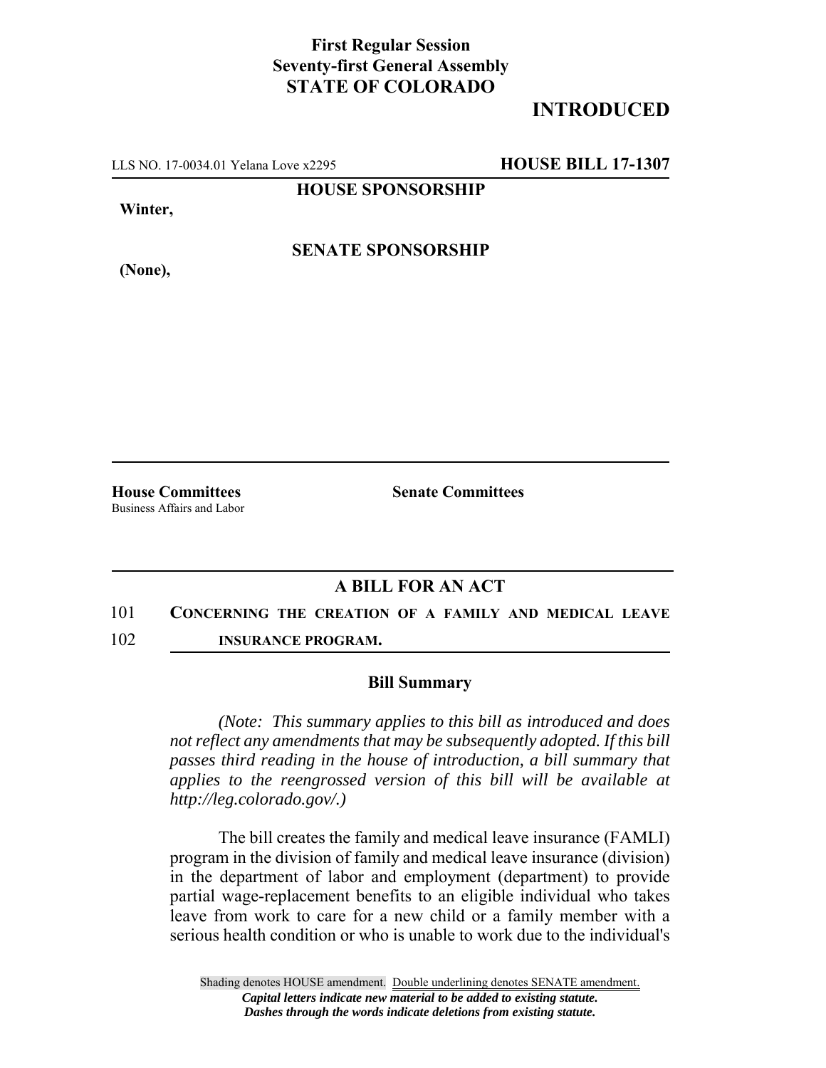**First Regular Session**
**Seventy-first General Assembly**
**STATE OF COLORADO**

**INTRODUCED**

LLS NO. 17-0034.01 Yelana Love x2295 **HOUSE BILL 17-1307**

**HOUSE SPONSORSHIP**

**Winter,**

**SENATE SPONSORSHIP**

**(None),**

**House Committees**
Business Affairs and Labor

**Senate Committees**

## A BILL FOR AN ACT

101 **CONCERNING THE CREATION OF A FAMILY AND MEDICAL LEAVE**
102 **INSURANCE PROGRAM.**

### Bill Summary

*(Note: This summary applies to this bill as introduced and does not reflect any amendments that may be subsequently adopted. If this bill passes third reading in the house of introduction, a bill summary that applies to the reengrossed version of this bill will be available at http://leg.colorado.gov/.)*

The bill creates the family and medical leave insurance (FAMLI) program in the division of family and medical leave insurance (division) in the department of labor and employment (department) to provide partial wage-replacement benefits to an eligible individual who takes leave from work to care for a new child or a family member with a serious health condition or who is unable to work due to the individual's

Shading denotes HOUSE amendment. Double underlining denotes SENATE amendment.
*Capital letters indicate new material to be added to existing statute.*
*Dashes through the words indicate deletions from existing statute.*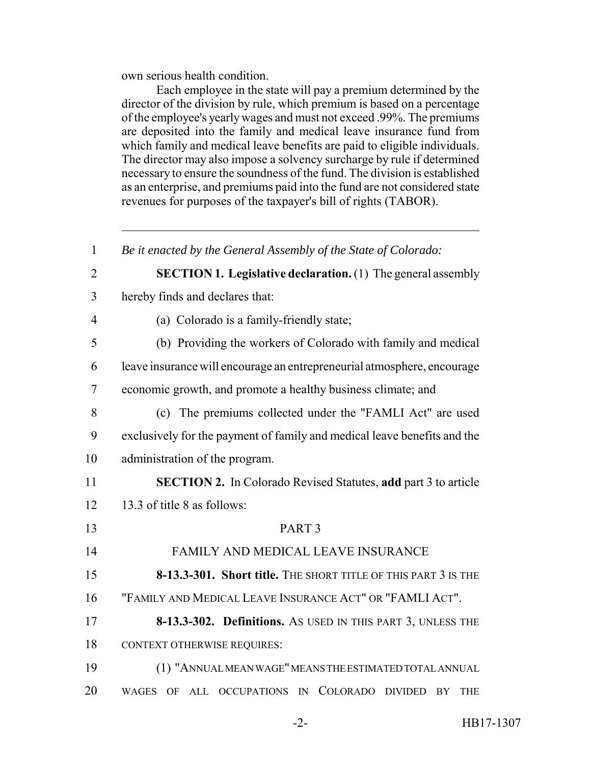own serious health condition.

Each employee in the state will pay a premium determined by the director of the division by rule, which premium is based on a percentage of the employee's yearly wages and must not exceed .99%. The premiums are deposited into the family and medical leave insurance fund from which family and medical leave benefits are paid to eligible individuals. The director may also impose a solvency surcharge by rule if determined necessary to ensure the soundness of the fund. The division is established as an enterprise, and premiums paid into the fund are not considered state revenues for purposes of the taxpayer's bill of rights (TABOR).

---

1 *Be it enacted by the General Assembly of the State of Colorado:*

2 **SECTION 1. Legislative declaration.** (1) The general assembly

3 hereby finds and declares that:

4 (a) Colorado is a family-friendly state;

5 (b) Providing the workers of Colorado with family and medical

6 leave insurance will encourage an entrepreneurial atmosphere, encourage

7 economic growth, and promote a healthy business climate; and

8 (c) The premiums collected under the "FAMLI Act" are used

9 exclusively for the payment of family and medical leave benefits and the

10 administration of the program.

11 **SECTION 2.** In Colorado Revised Statutes, **add** part 3 to article

12 13.3 of title 8 as follows:

13 PART 3

14 FAMILY AND MEDICAL LEAVE INSURANCE

15 **8-13.3-301. Short title.** THE SHORT TITLE OF THIS PART 3 IS THE

16 "FAMILY AND MEDICAL LEAVE INSURANCE ACT" OR "FAMLI ACT".

17 **8-13.3-302. Definitions.** AS USED IN THIS PART 3, UNLESS THE

18 CONTEXT OTHERWISE REQUIRES:

19 (1) "ANNUAL MEAN WAGE" MEANS THE ESTIMATED TOTAL ANNUAL

20 WAGES OF ALL OCCUPATIONS IN COLORADO DIVIDED BY THE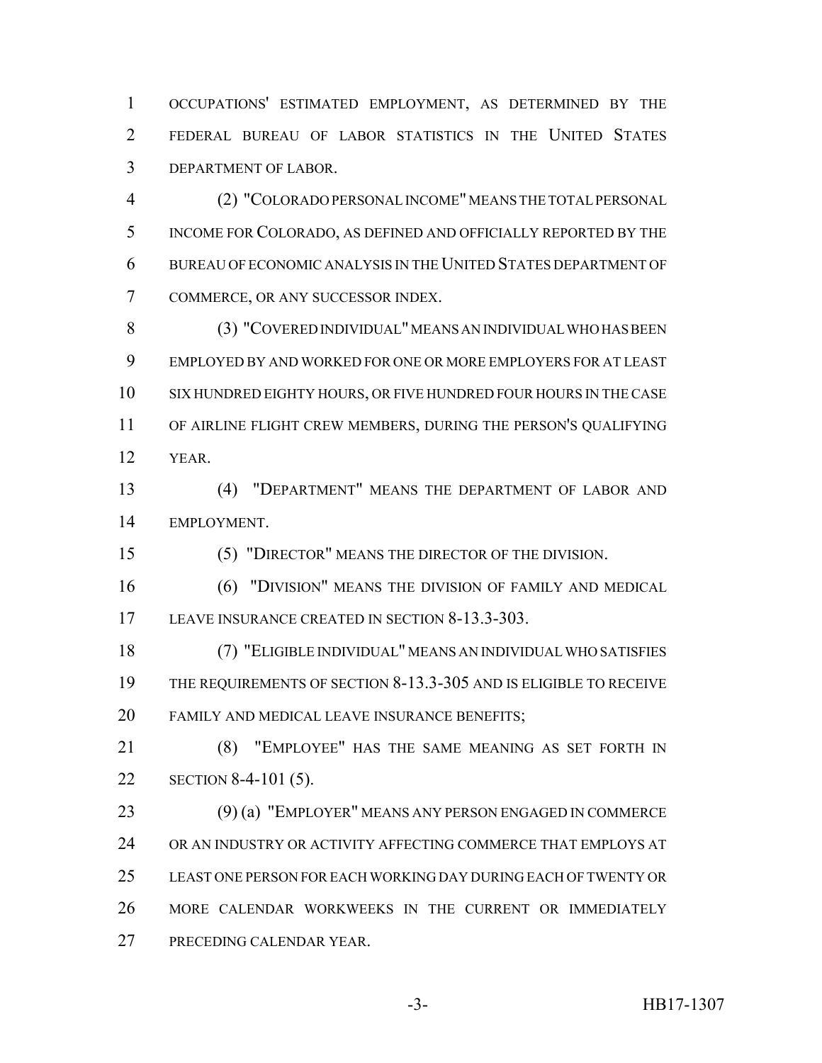OCCUPATIONS' ESTIMATED EMPLOYMENT, AS DETERMINED BY THE FEDERAL BUREAU OF LABOR STATISTICS IN THE UNITED STATES DEPARTMENT OF LABOR.

(2) "COLORADO PERSONAL INCOME" MEANS THE TOTAL PERSONAL INCOME FOR COLORADO, AS DEFINED AND OFFICIALLY REPORTED BY THE BUREAU OF ECONOMIC ANALYSIS IN THE UNITED STATES DEPARTMENT OF COMMERCE, OR ANY SUCCESSOR INDEX.

(3) "COVERED INDIVIDUAL" MEANS AN INDIVIDUAL WHO HAS BEEN EMPLOYED BY AND WORKED FOR ONE OR MORE EMPLOYERS FOR AT LEAST SIX HUNDRED EIGHTY HOURS, OR FIVE HUNDRED FOUR HOURS IN THE CASE OF AIRLINE FLIGHT CREW MEMBERS, DURING THE PERSON'S QUALIFYING YEAR.

(4) "DEPARTMENT" MEANS THE DEPARTMENT OF LABOR AND EMPLOYMENT.

(5) "DIRECTOR" MEANS THE DIRECTOR OF THE DIVISION.

(6) "DIVISION" MEANS THE DIVISION OF FAMILY AND MEDICAL LEAVE INSURANCE CREATED IN SECTION 8-13.3-303.

(7) "ELIGIBLE INDIVIDUAL" MEANS AN INDIVIDUAL WHO SATISFIES THE REQUIREMENTS OF SECTION 8-13.3-305 AND IS ELIGIBLE TO RECEIVE FAMILY AND MEDICAL LEAVE INSURANCE BENEFITS;

(8) "EMPLOYEE" HAS THE SAME MEANING AS SET FORTH IN SECTION 8-4-101 (5).

(9) (a) "EMPLOYER" MEANS ANY PERSON ENGAGED IN COMMERCE OR AN INDUSTRY OR ACTIVITY AFFECTING COMMERCE THAT EMPLOYS AT LEAST ONE PERSON FOR EACH WORKING DAY DURING EACH OF TWENTY OR MORE CALENDAR WORKWEEKS IN THE CURRENT OR IMMEDIATELY PRECEDING CALENDAR YEAR.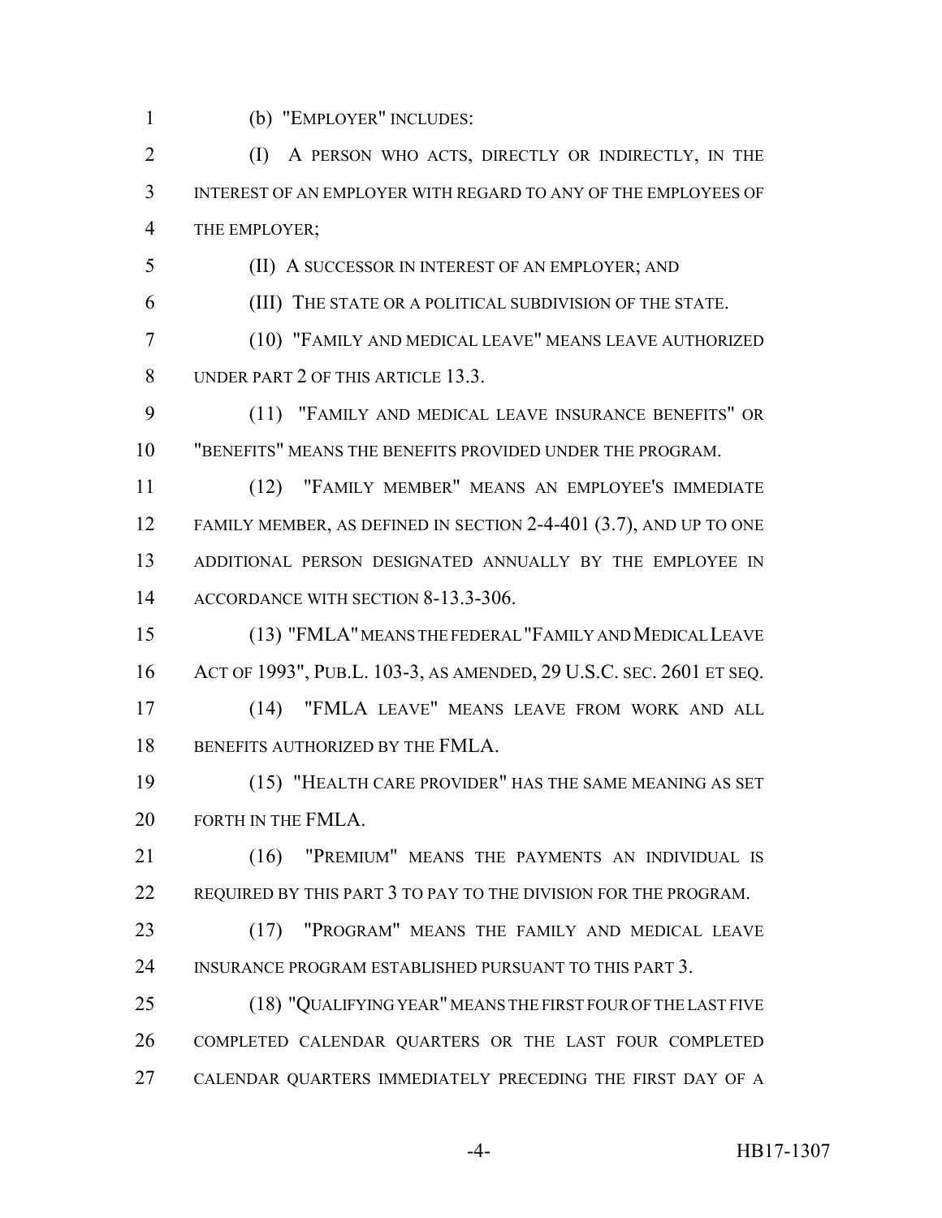(b) "EMPLOYER" INCLUDES:

(I) A PERSON WHO ACTS, DIRECTLY OR INDIRECTLY, IN THE INTEREST OF AN EMPLOYER WITH REGARD TO ANY OF THE EMPLOYEES OF THE EMPLOYER;

(II) A SUCCESSOR IN INTEREST OF AN EMPLOYER; AND

(III) THE STATE OR A POLITICAL SUBDIVISION OF THE STATE.

(10) "FAMILY AND MEDICAL LEAVE" MEANS LEAVE AUTHORIZED UNDER PART 2 OF THIS ARTICLE 13.3.

(11) "FAMILY AND MEDICAL LEAVE INSURANCE BENEFITS" OR "BENEFITS" MEANS THE BENEFITS PROVIDED UNDER THE PROGRAM.

(12) "FAMILY MEMBER" MEANS AN EMPLOYEE'S IMMEDIATE FAMILY MEMBER, AS DEFINED IN SECTION 2-4-401 (3.7), AND UP TO ONE ADDITIONAL PERSON DESIGNATED ANNUALLY BY THE EMPLOYEE IN ACCORDANCE WITH SECTION 8-13.3-306.

(13) "FMLA" MEANS THE FEDERAL "FAMILY AND MEDICAL LEAVE ACT OF 1993", PUB.L. 103-3, AS AMENDED, 29 U.S.C. SEC. 2601 ET SEQ.

(14) "FMLA LEAVE" MEANS LEAVE FROM WORK AND ALL BENEFITS AUTHORIZED BY THE FMLA.

(15) "HEALTH CARE PROVIDER" HAS THE SAME MEANING AS SET FORTH IN THE FMLA.

(16) "PREMIUM" MEANS THE PAYMENTS AN INDIVIDUAL IS REQUIRED BY THIS PART 3 TO PAY TO THE DIVISION FOR THE PROGRAM.

(17) "PROGRAM" MEANS THE FAMILY AND MEDICAL LEAVE INSURANCE PROGRAM ESTABLISHED PURSUANT TO THIS PART 3.

(18) "QUALIFYING YEAR" MEANS THE FIRST FOUR OF THE LAST FIVE COMPLETED CALENDAR QUARTERS OR THE LAST FOUR COMPLETED CALENDAR QUARTERS IMMEDIATELY PRECEDING THE FIRST DAY OF A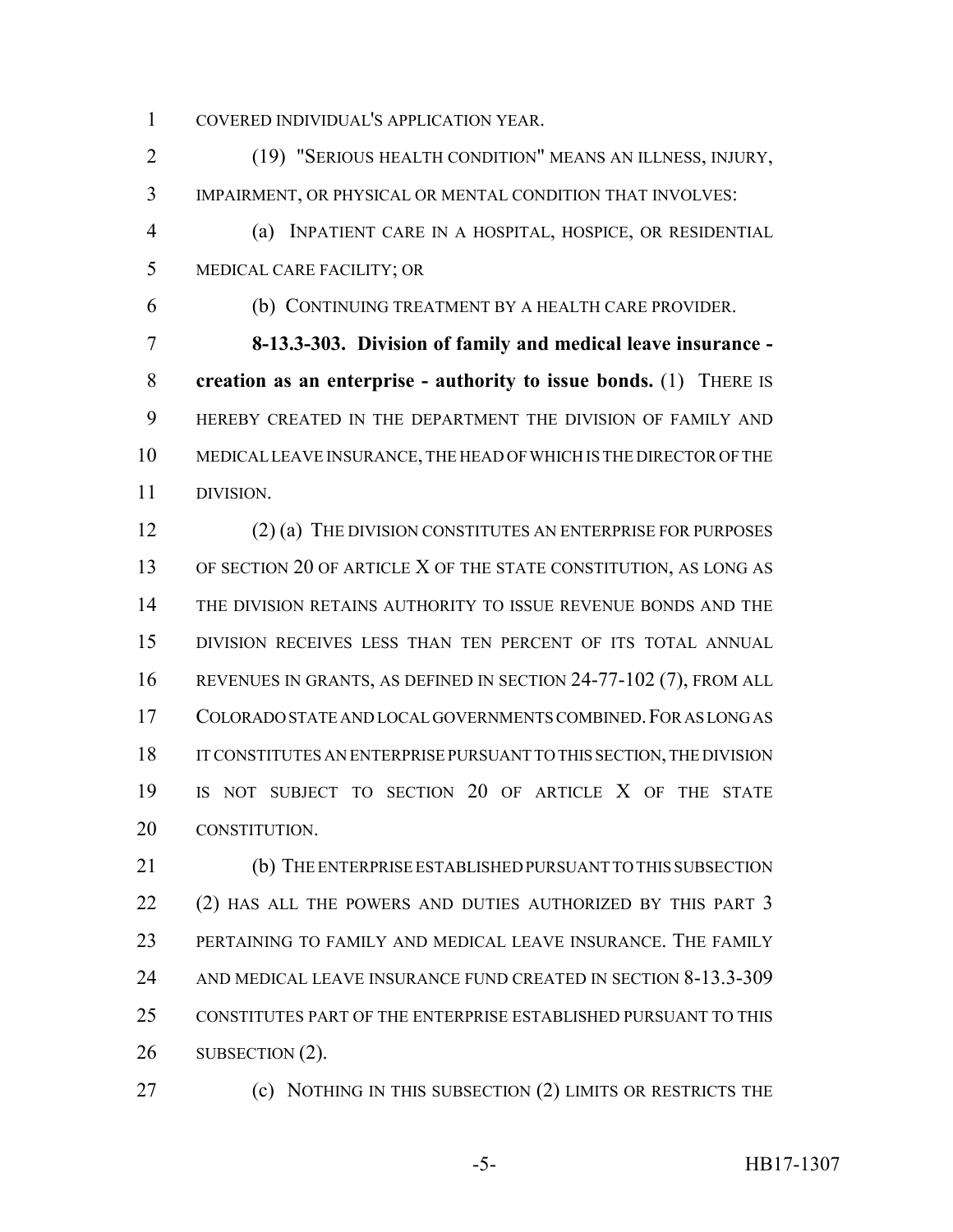COVERED INDIVIDUAL'S APPLICATION YEAR.

(19) "SERIOUS HEALTH CONDITION" MEANS AN ILLNESS, INJURY, IMPAIRMENT, OR PHYSICAL OR MENTAL CONDITION THAT INVOLVES:

(a) INPATIENT CARE IN A HOSPITAL, HOSPICE, OR RESIDENTIAL MEDICAL CARE FACILITY; OR

(b) CONTINUING TREATMENT BY A HEALTH CARE PROVIDER.

**8-13.3-303. Division of family and medical leave insurance - creation as an enterprise - authority to issue bonds.** (1) THERE IS HEREBY CREATED IN THE DEPARTMENT THE DIVISION OF FAMILY AND MEDICAL LEAVE INSURANCE, THE HEAD OF WHICH IS THE DIRECTOR OF THE DIVISION.

(2) (a) THE DIVISION CONSTITUTES AN ENTERPRISE FOR PURPOSES OF SECTION 20 OF ARTICLE X OF THE STATE CONSTITUTION, AS LONG AS THE DIVISION RETAINS AUTHORITY TO ISSUE REVENUE BONDS AND THE DIVISION RECEIVES LESS THAN TEN PERCENT OF ITS TOTAL ANNUAL REVENUES IN GRANTS, AS DEFINED IN SECTION 24-77-102 (7), FROM ALL COLORADO STATE AND LOCAL GOVERNMENTS COMBINED. FOR AS LONG AS IT CONSTITUTES AN ENTERPRISE PURSUANT TO THIS SECTION, THE DIVISION IS NOT SUBJECT TO SECTION 20 OF ARTICLE X OF THE STATE CONSTITUTION.

(b) THE ENTERPRISE ESTABLISHED PURSUANT TO THIS SUBSECTION (2) HAS ALL THE POWERS AND DUTIES AUTHORIZED BY THIS PART 3 PERTAINING TO FAMILY AND MEDICAL LEAVE INSURANCE. THE FAMILY AND MEDICAL LEAVE INSURANCE FUND CREATED IN SECTION 8-13.3-309 CONSTITUTES PART OF THE ENTERPRISE ESTABLISHED PURSUANT TO THIS SUBSECTION (2).

(c) NOTHING IN THIS SUBSECTION (2) LIMITS OR RESTRICTS THE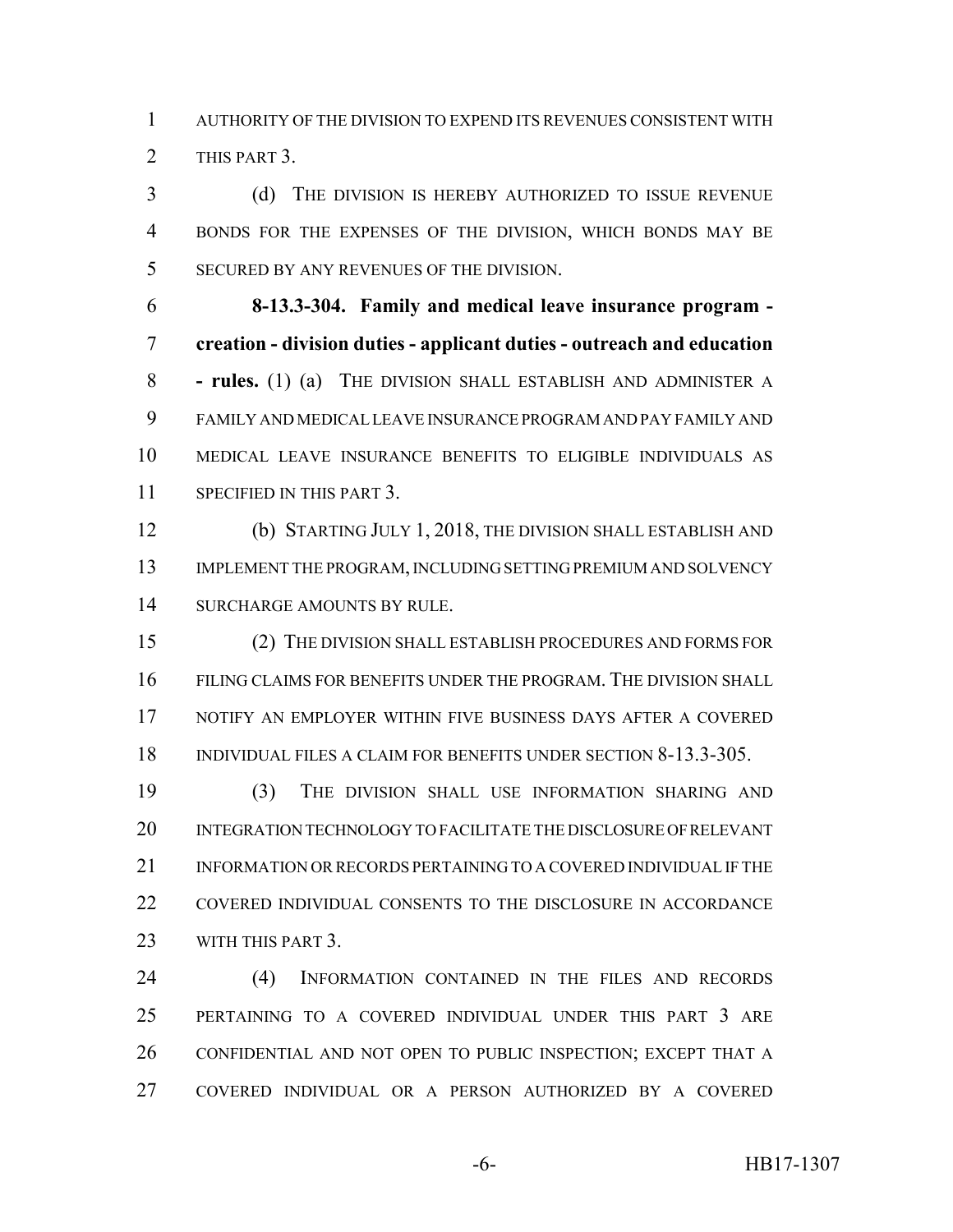AUTHORITY OF THE DIVISION TO EXPEND ITS REVENUES CONSISTENT WITH THIS PART 3.

(d) THE DIVISION IS HEREBY AUTHORIZED TO ISSUE REVENUE BONDS FOR THE EXPENSES OF THE DIVISION, WHICH BONDS MAY BE SECURED BY ANY REVENUES OF THE DIVISION.

**8-13.3-304. Family and medical leave insurance program - creation - division duties - applicant duties - outreach and education - rules.** (1) (a) THE DIVISION SHALL ESTABLISH AND ADMINISTER A FAMILY AND MEDICAL LEAVE INSURANCE PROGRAM AND PAY FAMILY AND MEDICAL LEAVE INSURANCE BENEFITS TO ELIGIBLE INDIVIDUALS AS SPECIFIED IN THIS PART 3.

(b) STARTING JULY 1, 2018, THE DIVISION SHALL ESTABLISH AND IMPLEMENT THE PROGRAM, INCLUDING SETTING PREMIUM AND SOLVENCY SURCHARGE AMOUNTS BY RULE.

(2) THE DIVISION SHALL ESTABLISH PROCEDURES AND FORMS FOR FILING CLAIMS FOR BENEFITS UNDER THE PROGRAM. THE DIVISION SHALL NOTIFY AN EMPLOYER WITHIN FIVE BUSINESS DAYS AFTER A COVERED INDIVIDUAL FILES A CLAIM FOR BENEFITS UNDER SECTION 8-13.3-305.

(3) THE DIVISION SHALL USE INFORMATION SHARING AND INTEGRATION TECHNOLOGY TO FACILITATE THE DISCLOSURE OF RELEVANT INFORMATION OR RECORDS PERTAINING TO A COVERED INDIVIDUAL IF THE COVERED INDIVIDUAL CONSENTS TO THE DISCLOSURE IN ACCORDANCE WITH THIS PART 3.

(4) INFORMATION CONTAINED IN THE FILES AND RECORDS PERTAINING TO A COVERED INDIVIDUAL UNDER THIS PART 3 ARE CONFIDENTIAL AND NOT OPEN TO PUBLIC INSPECTION; EXCEPT THAT A COVERED INDIVIDUAL OR A PERSON AUTHORIZED BY A COVERED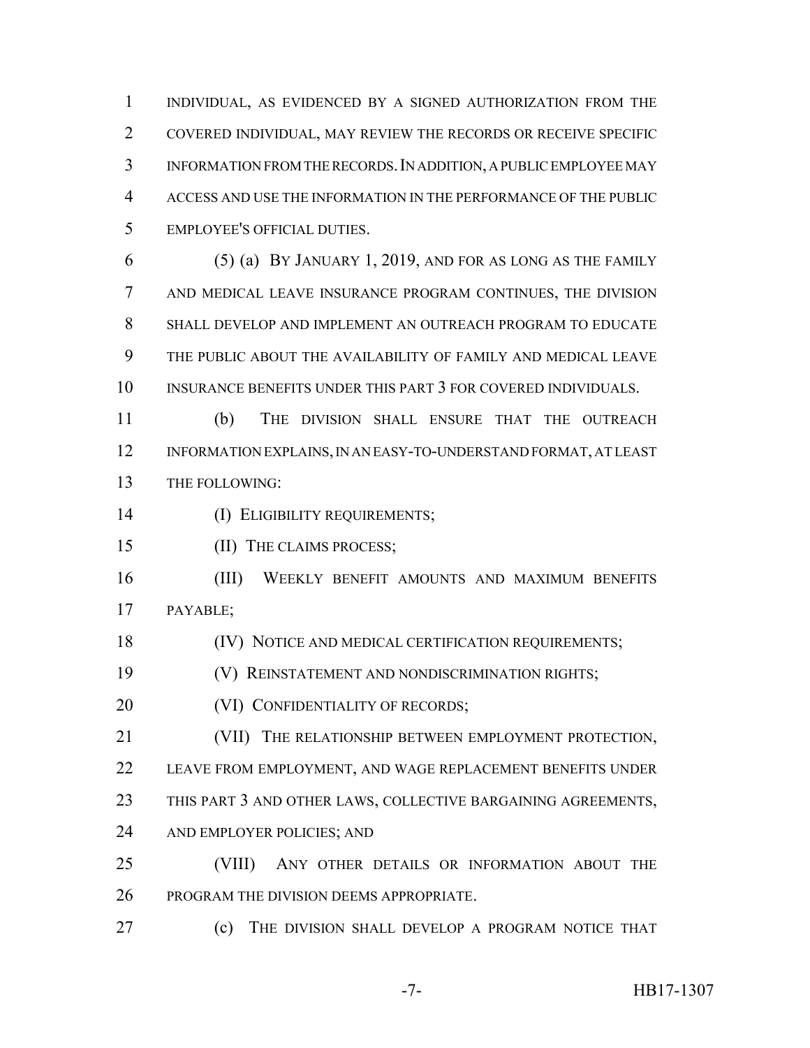INDIVIDUAL, AS EVIDENCED BY A SIGNED AUTHORIZATION FROM THE COVERED INDIVIDUAL, MAY REVIEW THE RECORDS OR RECEIVE SPECIFIC INFORMATION FROM THE RECORDS. IN ADDITION, A PUBLIC EMPLOYEE MAY ACCESS AND USE THE INFORMATION IN THE PERFORMANCE OF THE PUBLIC EMPLOYEE'S OFFICIAL DUTIES.

(5) (a) BY JANUARY 1, 2019, AND FOR AS LONG AS THE FAMILY AND MEDICAL LEAVE INSURANCE PROGRAM CONTINUES, THE DIVISION SHALL DEVELOP AND IMPLEMENT AN OUTREACH PROGRAM TO EDUCATE THE PUBLIC ABOUT THE AVAILABILITY OF FAMILY AND MEDICAL LEAVE INSURANCE BENEFITS UNDER THIS PART 3 FOR COVERED INDIVIDUALS.

(b) THE DIVISION SHALL ENSURE THAT THE OUTREACH INFORMATION EXPLAINS, IN AN EASY-TO-UNDERSTAND FORMAT, AT LEAST THE FOLLOWING:

(I) ELIGIBILITY REQUIREMENTS;

(II) THE CLAIMS PROCESS;

(III) WEEKLY BENEFIT AMOUNTS AND MAXIMUM BENEFITS PAYABLE;

(IV) NOTICE AND MEDICAL CERTIFICATION REQUIREMENTS;

(V) REINSTATEMENT AND NONDISCRIMINATION RIGHTS;

(VI) CONFIDENTIALITY OF RECORDS;

(VII) THE RELATIONSHIP BETWEEN EMPLOYMENT PROTECTION, LEAVE FROM EMPLOYMENT, AND WAGE REPLACEMENT BENEFITS UNDER THIS PART 3 AND OTHER LAWS, COLLECTIVE BARGAINING AGREEMENTS, AND EMPLOYER POLICIES; AND

(VIII) ANY OTHER DETAILS OR INFORMATION ABOUT THE PROGRAM THE DIVISION DEEMS APPROPRIATE.

(c) THE DIVISION SHALL DEVELOP A PROGRAM NOTICE THAT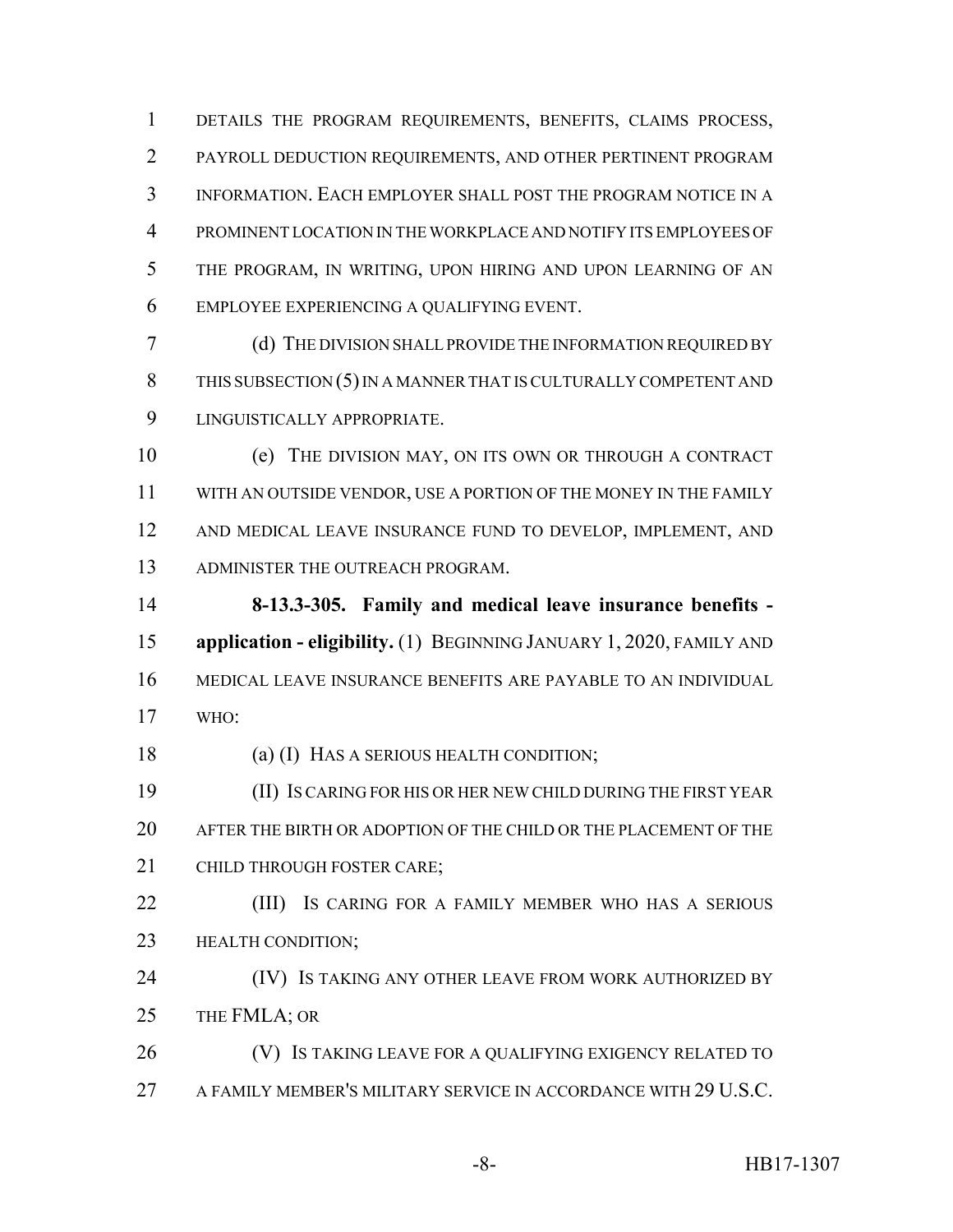DETAILS THE PROGRAM REQUIREMENTS, BENEFITS, CLAIMS PROCESS, PAYROLL DEDUCTION REQUIREMENTS, AND OTHER PERTINENT PROGRAM INFORMATION. EACH EMPLOYER SHALL POST THE PROGRAM NOTICE IN A PROMINENT LOCATION IN THE WORKPLACE AND NOTIFY ITS EMPLOYEES OF THE PROGRAM, IN WRITING, UPON HIRING AND UPON LEARNING OF AN EMPLOYEE EXPERIENCING A QUALIFYING EVENT.

(d) THE DIVISION SHALL PROVIDE THE INFORMATION REQUIRED BY THIS SUBSECTION (5) IN A MANNER THAT IS CULTURALLY COMPETENT AND LINGUISTICALLY APPROPRIATE.

(e) THE DIVISION MAY, ON ITS OWN OR THROUGH A CONTRACT WITH AN OUTSIDE VENDOR, USE A PORTION OF THE MONEY IN THE FAMILY AND MEDICAL LEAVE INSURANCE FUND TO DEVELOP, IMPLEMENT, AND ADMINISTER THE OUTREACH PROGRAM.

**8-13.3-305. Family and medical leave insurance benefits - application - eligibility.** (1) BEGINNING JANUARY 1, 2020, FAMILY AND MEDICAL LEAVE INSURANCE BENEFITS ARE PAYABLE TO AN INDIVIDUAL WHO:

(a) (I) HAS A SERIOUS HEALTH CONDITION;

(II) IS CARING FOR HIS OR HER NEW CHILD DURING THE FIRST YEAR AFTER THE BIRTH OR ADOPTION OF THE CHILD OR THE PLACEMENT OF THE CHILD THROUGH FOSTER CARE;

(III) IS CARING FOR A FAMILY MEMBER WHO HAS A SERIOUS HEALTH CONDITION;

(IV) IS TAKING ANY OTHER LEAVE FROM WORK AUTHORIZED BY THE FMLA; OR

(V) IS TAKING LEAVE FOR A QUALIFYING EXIGENCY RELATED TO A FAMILY MEMBER'S MILITARY SERVICE IN ACCORDANCE WITH 29 U.S.C.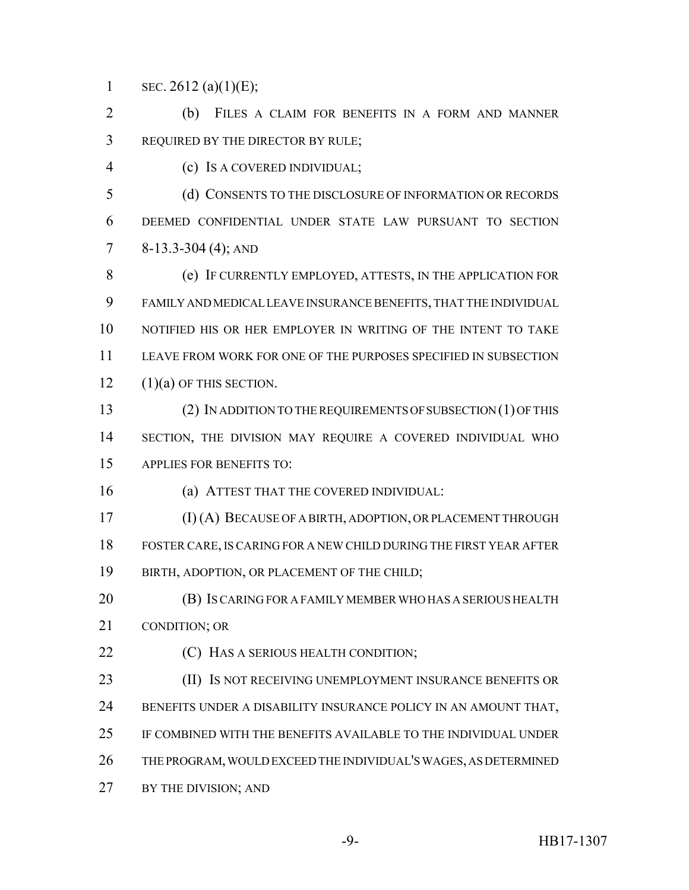SEC. 2612 (a)(1)(E);

(b) FILES A CLAIM FOR BENEFITS IN A FORM AND MANNER REQUIRED BY THE DIRECTOR BY RULE;

(c) IS A COVERED INDIVIDUAL;

(d) CONSENTS TO THE DISCLOSURE OF INFORMATION OR RECORDS DEEMED CONFIDENTIAL UNDER STATE LAW PURSUANT TO SECTION 8-13.3-304 (4); AND

(e) IF CURRENTLY EMPLOYED, ATTESTS, IN THE APPLICATION FOR FAMILY AND MEDICAL LEAVE INSURANCE BENEFITS, THAT THE INDIVIDUAL NOTIFIED HIS OR HER EMPLOYER IN WRITING OF THE INTENT TO TAKE LEAVE FROM WORK FOR ONE OF THE PURPOSES SPECIFIED IN SUBSECTION (1)(a) OF THIS SECTION.

(2) IN ADDITION TO THE REQUIREMENTS OF SUBSECTION (1) OF THIS SECTION, THE DIVISION MAY REQUIRE A COVERED INDIVIDUAL WHO APPLIES FOR BENEFITS TO:

(a) ATTEST THAT THE COVERED INDIVIDUAL:

(I) (A) BECAUSE OF A BIRTH, ADOPTION, OR PLACEMENT THROUGH FOSTER CARE, IS CARING FOR A NEW CHILD DURING THE FIRST YEAR AFTER BIRTH, ADOPTION, OR PLACEMENT OF THE CHILD;

(B) IS CARING FOR A FAMILY MEMBER WHO HAS A SERIOUS HEALTH CONDITION; OR

(C) HAS A SERIOUS HEALTH CONDITION;

(II) IS NOT RECEIVING UNEMPLOYMENT INSURANCE BENEFITS OR BENEFITS UNDER A DISABILITY INSURANCE POLICY IN AN AMOUNT THAT, IF COMBINED WITH THE BENEFITS AVAILABLE TO THE INDIVIDUAL UNDER THE PROGRAM, WOULD EXCEED THE INDIVIDUAL'S WAGES, AS DETERMINED BY THE DIVISION; AND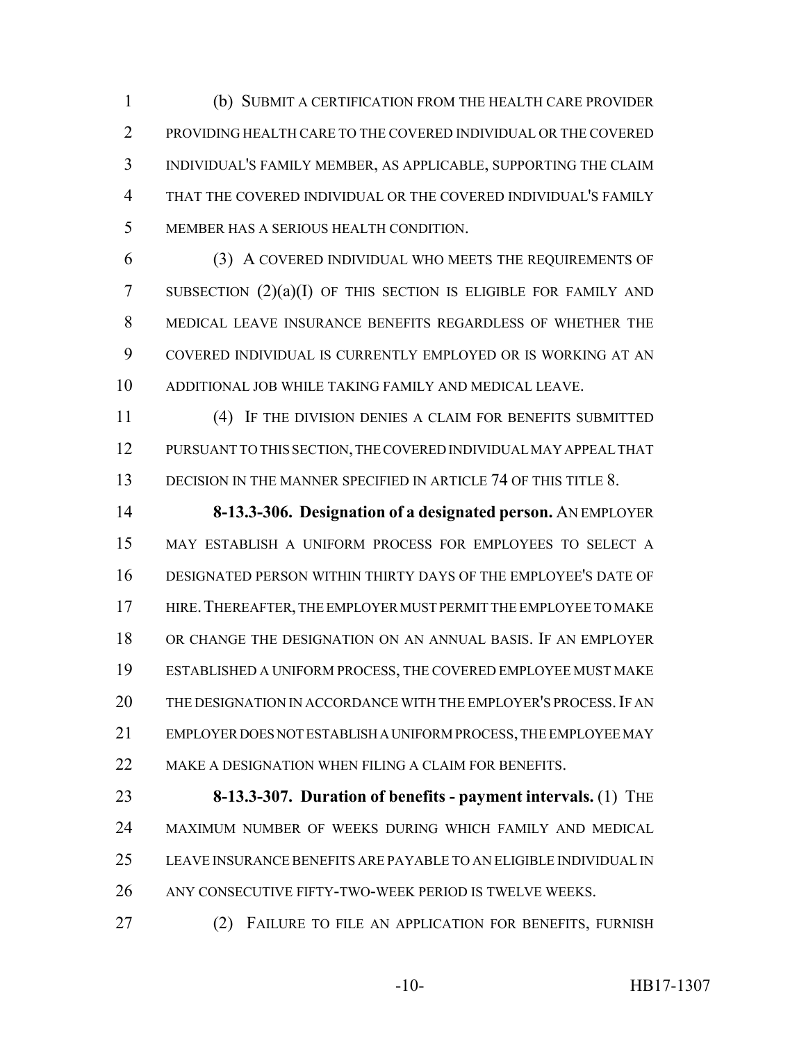(b) SUBMIT A CERTIFICATION FROM THE HEALTH CARE PROVIDER PROVIDING HEALTH CARE TO THE COVERED INDIVIDUAL OR THE COVERED INDIVIDUAL'S FAMILY MEMBER, AS APPLICABLE, SUPPORTING THE CLAIM THAT THE COVERED INDIVIDUAL OR THE COVERED INDIVIDUAL'S FAMILY MEMBER HAS A SERIOUS HEALTH CONDITION.

(3) A COVERED INDIVIDUAL WHO MEETS THE REQUIREMENTS OF SUBSECTION (2)(a)(I) OF THIS SECTION IS ELIGIBLE FOR FAMILY AND MEDICAL LEAVE INSURANCE BENEFITS REGARDLESS OF WHETHER THE COVERED INDIVIDUAL IS CURRENTLY EMPLOYED OR IS WORKING AT AN ADDITIONAL JOB WHILE TAKING FAMILY AND MEDICAL LEAVE.

(4) IF THE DIVISION DENIES A CLAIM FOR BENEFITS SUBMITTED PURSUANT TO THIS SECTION, THE COVERED INDIVIDUAL MAY APPEAL THAT DECISION IN THE MANNER SPECIFIED IN ARTICLE 74 OF THIS TITLE 8.

**8-13.3-306. Designation of a designated person.** AN EMPLOYER MAY ESTABLISH A UNIFORM PROCESS FOR EMPLOYEES TO SELECT A DESIGNATED PERSON WITHIN THIRTY DAYS OF THE EMPLOYEE'S DATE OF HIRE. THEREAFTER, THE EMPLOYER MUST PERMIT THE EMPLOYEE TO MAKE OR CHANGE THE DESIGNATION ON AN ANNUAL BASIS. IF AN EMPLOYER ESTABLISHED A UNIFORM PROCESS, THE COVERED EMPLOYEE MUST MAKE THE DESIGNATION IN ACCORDANCE WITH THE EMPLOYER'S PROCESS. IF AN EMPLOYER DOES NOT ESTABLISH A UNIFORM PROCESS, THE EMPLOYEE MAY MAKE A DESIGNATION WHEN FILING A CLAIM FOR BENEFITS.

**8-13.3-307. Duration of benefits - payment intervals.** (1) THE MAXIMUM NUMBER OF WEEKS DURING WHICH FAMILY AND MEDICAL LEAVE INSURANCE BENEFITS ARE PAYABLE TO AN ELIGIBLE INDIVIDUAL IN ANY CONSECUTIVE FIFTY-TWO-WEEK PERIOD IS TWELVE WEEKS.

(2) FAILURE TO FILE AN APPLICATION FOR BENEFITS, FURNISH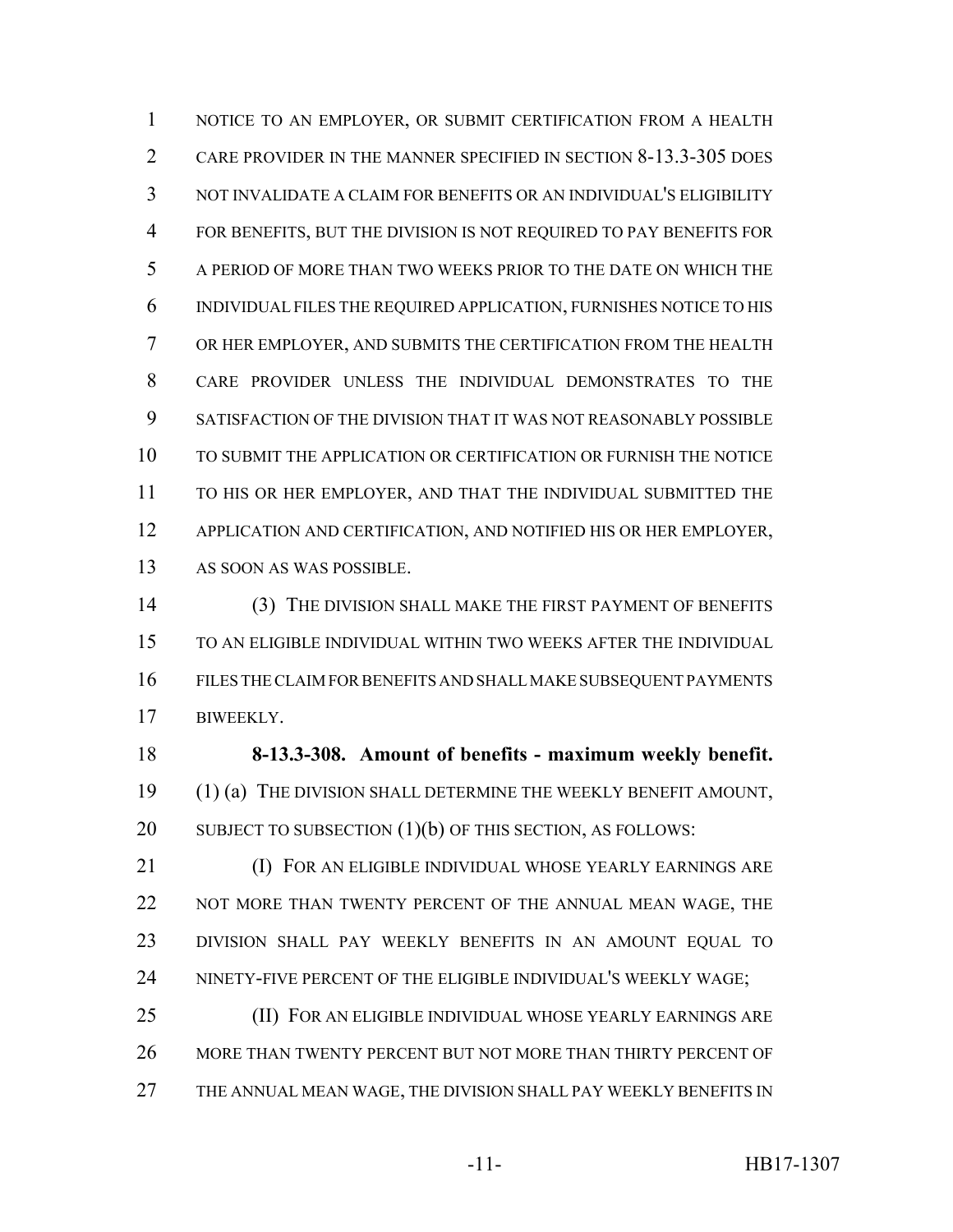NOTICE TO AN EMPLOYER, OR SUBMIT CERTIFICATION FROM A HEALTH CARE PROVIDER IN THE MANNER SPECIFIED IN SECTION 8-13.3-305 DOES NOT INVALIDATE A CLAIM FOR BENEFITS OR AN INDIVIDUAL'S ELIGIBILITY FOR BENEFITS, BUT THE DIVISION IS NOT REQUIRED TO PAY BENEFITS FOR A PERIOD OF MORE THAN TWO WEEKS PRIOR TO THE DATE ON WHICH THE INDIVIDUAL FILES THE REQUIRED APPLICATION, FURNISHES NOTICE TO HIS OR HER EMPLOYER, AND SUBMITS THE CERTIFICATION FROM THE HEALTH CARE PROVIDER UNLESS THE INDIVIDUAL DEMONSTRATES TO THE SATISFACTION OF THE DIVISION THAT IT WAS NOT REASONABLY POSSIBLE TO SUBMIT THE APPLICATION OR CERTIFICATION OR FURNISH THE NOTICE TO HIS OR HER EMPLOYER, AND THAT THE INDIVIDUAL SUBMITTED THE APPLICATION AND CERTIFICATION, AND NOTIFIED HIS OR HER EMPLOYER, AS SOON AS WAS POSSIBLE.

(3) THE DIVISION SHALL MAKE THE FIRST PAYMENT OF BENEFITS TO AN ELIGIBLE INDIVIDUAL WITHIN TWO WEEKS AFTER THE INDIVIDUAL FILES THE CLAIM FOR BENEFITS AND SHALL MAKE SUBSEQUENT PAYMENTS BIWEEKLY.

**8-13.3-308. Amount of benefits - maximum weekly benefit.** (1) (a) THE DIVISION SHALL DETERMINE THE WEEKLY BENEFIT AMOUNT, SUBJECT TO SUBSECTION (1)(b) OF THIS SECTION, AS FOLLOWS:

(I) FOR AN ELIGIBLE INDIVIDUAL WHOSE YEARLY EARNINGS ARE NOT MORE THAN TWENTY PERCENT OF THE ANNUAL MEAN WAGE, THE DIVISION SHALL PAY WEEKLY BENEFITS IN AN AMOUNT EQUAL TO NINETY-FIVE PERCENT OF THE ELIGIBLE INDIVIDUAL'S WEEKLY WAGE;

(II) FOR AN ELIGIBLE INDIVIDUAL WHOSE YEARLY EARNINGS ARE MORE THAN TWENTY PERCENT BUT NOT MORE THAN THIRTY PERCENT OF THE ANNUAL MEAN WAGE, THE DIVISION SHALL PAY WEEKLY BENEFITS IN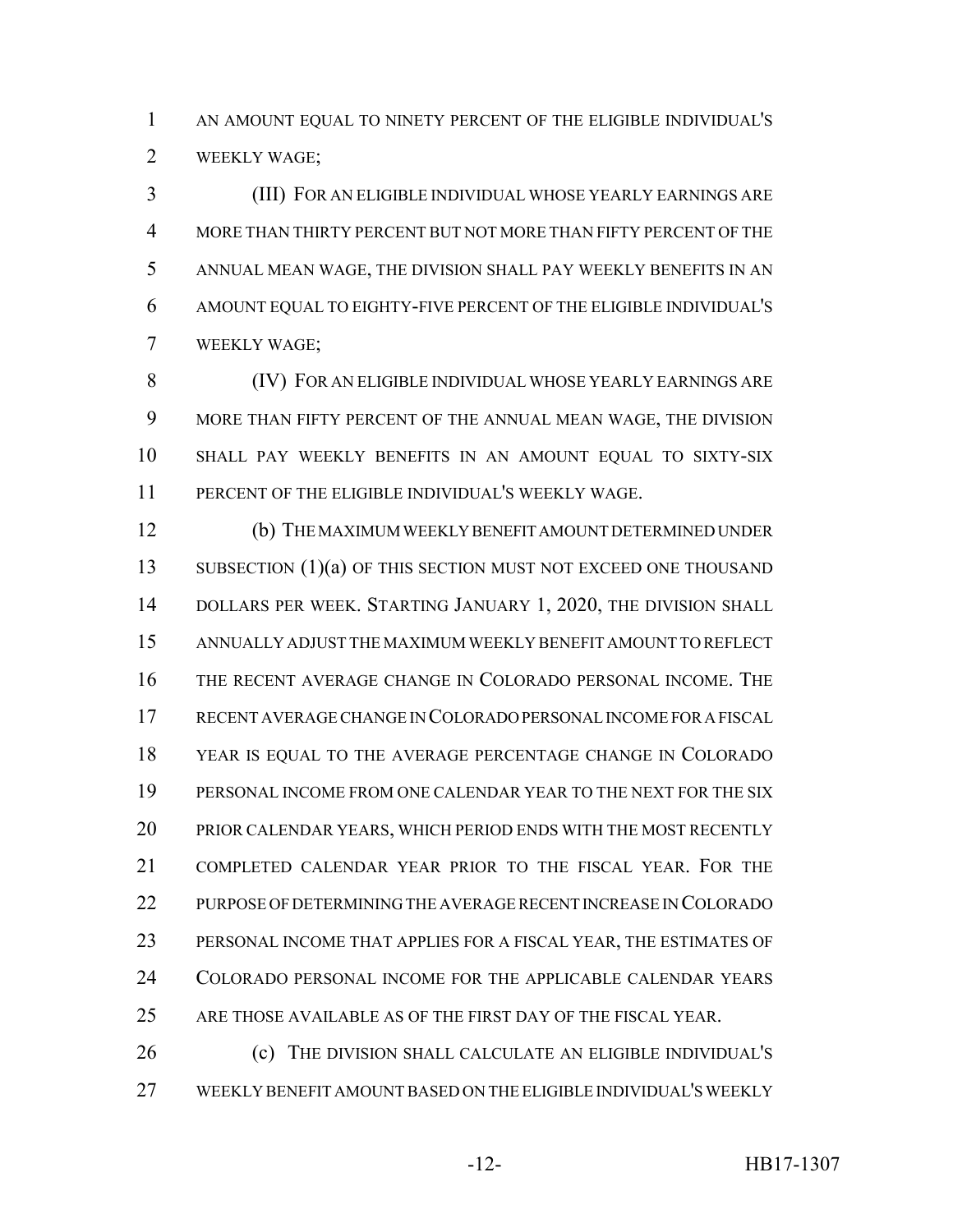AN AMOUNT EQUAL TO NINETY PERCENT OF THE ELIGIBLE INDIVIDUAL'S WEEKLY WAGE;

(III) FOR AN ELIGIBLE INDIVIDUAL WHOSE YEARLY EARNINGS ARE MORE THAN THIRTY PERCENT BUT NOT MORE THAN FIFTY PERCENT OF THE ANNUAL MEAN WAGE, THE DIVISION SHALL PAY WEEKLY BENEFITS IN AN AMOUNT EQUAL TO EIGHTY-FIVE PERCENT OF THE ELIGIBLE INDIVIDUAL'S WEEKLY WAGE;

(IV) FOR AN ELIGIBLE INDIVIDUAL WHOSE YEARLY EARNINGS ARE MORE THAN FIFTY PERCENT OF THE ANNUAL MEAN WAGE, THE DIVISION SHALL PAY WEEKLY BENEFITS IN AN AMOUNT EQUAL TO SIXTY-SIX PERCENT OF THE ELIGIBLE INDIVIDUAL'S WEEKLY WAGE.

(b) THE MAXIMUM WEEKLY BENEFIT AMOUNT DETERMINED UNDER SUBSECTION (1)(a) OF THIS SECTION MUST NOT EXCEED ONE THOUSAND DOLLARS PER WEEK. STARTING JANUARY 1, 2020, THE DIVISION SHALL ANNUALLY ADJUST THE MAXIMUM WEEKLY BENEFIT AMOUNT TO REFLECT THE RECENT AVERAGE CHANGE IN COLORADO PERSONAL INCOME. THE RECENT AVERAGE CHANGE IN COLORADO PERSONAL INCOME FOR A FISCAL YEAR IS EQUAL TO THE AVERAGE PERCENTAGE CHANGE IN COLORADO PERSONAL INCOME FROM ONE CALENDAR YEAR TO THE NEXT FOR THE SIX PRIOR CALENDAR YEARS, WHICH PERIOD ENDS WITH THE MOST RECENTLY COMPLETED CALENDAR YEAR PRIOR TO THE FISCAL YEAR. FOR THE PURPOSE OF DETERMINING THE AVERAGE RECENT INCREASE IN COLORADO PERSONAL INCOME THAT APPLIES FOR A FISCAL YEAR, THE ESTIMATES OF COLORADO PERSONAL INCOME FOR THE APPLICABLE CALENDAR YEARS ARE THOSE AVAILABLE AS OF THE FIRST DAY OF THE FISCAL YEAR.

(c) THE DIVISION SHALL CALCULATE AN ELIGIBLE INDIVIDUAL'S WEEKLY BENEFIT AMOUNT BASED ON THE ELIGIBLE INDIVIDUAL'S WEEKLY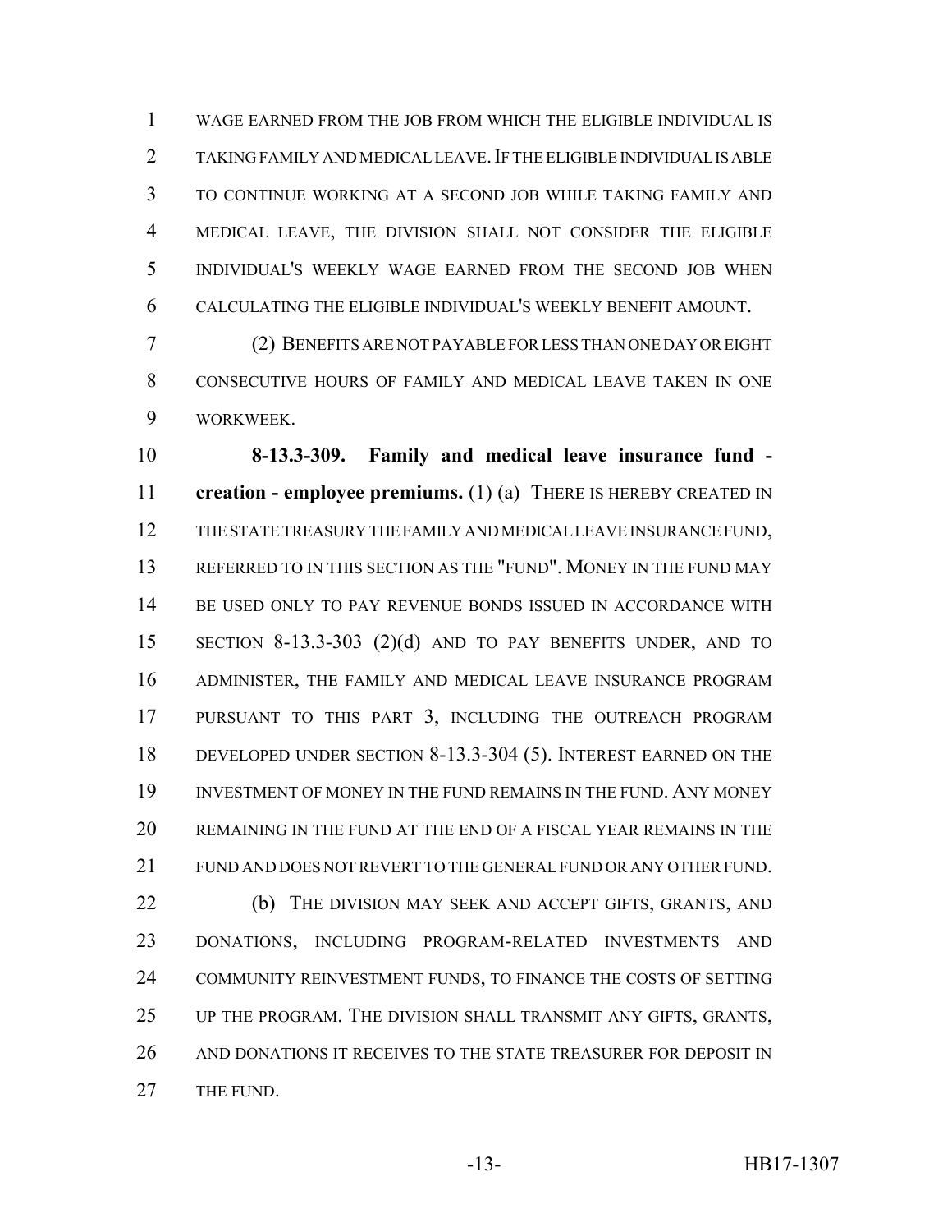WAGE EARNED FROM THE JOB FROM WHICH THE ELIGIBLE INDIVIDUAL IS TAKING FAMILY AND MEDICAL LEAVE. IF THE ELIGIBLE INDIVIDUAL IS ABLE TO CONTINUE WORKING AT A SECOND JOB WHILE TAKING FAMILY AND MEDICAL LEAVE, THE DIVISION SHALL NOT CONSIDER THE ELIGIBLE INDIVIDUAL'S WEEKLY WAGE EARNED FROM THE SECOND JOB WHEN CALCULATING THE ELIGIBLE INDIVIDUAL'S WEEKLY BENEFIT AMOUNT.

(2) BENEFITS ARE NOT PAYABLE FOR LESS THAN ONE DAY OR EIGHT CONSECUTIVE HOURS OF FAMILY AND MEDICAL LEAVE TAKEN IN ONE WORKWEEK.

**8-13.3-309. Family and medical leave insurance fund - creation - employee premiums.** (1) (a) THERE IS HEREBY CREATED IN THE STATE TREASURY THE FAMILY AND MEDICAL LEAVE INSURANCE FUND, REFERRED TO IN THIS SECTION AS THE "FUND". MONEY IN THE FUND MAY BE USED ONLY TO PAY REVENUE BONDS ISSUED IN ACCORDANCE WITH SECTION 8-13.3-303 (2)(d) AND TO PAY BENEFITS UNDER, AND TO ADMINISTER, THE FAMILY AND MEDICAL LEAVE INSURANCE PROGRAM PURSUANT TO THIS PART 3, INCLUDING THE OUTREACH PROGRAM DEVELOPED UNDER SECTION 8-13.3-304 (5). INTEREST EARNED ON THE INVESTMENT OF MONEY IN THE FUND REMAINS IN THE FUND. ANY MONEY REMAINING IN THE FUND AT THE END OF A FISCAL YEAR REMAINS IN THE FUND AND DOES NOT REVERT TO THE GENERAL FUND OR ANY OTHER FUND.

(b) THE DIVISION MAY SEEK AND ACCEPT GIFTS, GRANTS, AND DONATIONS, INCLUDING PROGRAM-RELATED INVESTMENTS AND COMMUNITY REINVESTMENT FUNDS, TO FINANCE THE COSTS OF SETTING UP THE PROGRAM. THE DIVISION SHALL TRANSMIT ANY GIFTS, GRANTS, AND DONATIONS IT RECEIVES TO THE STATE TREASURER FOR DEPOSIT IN THE FUND.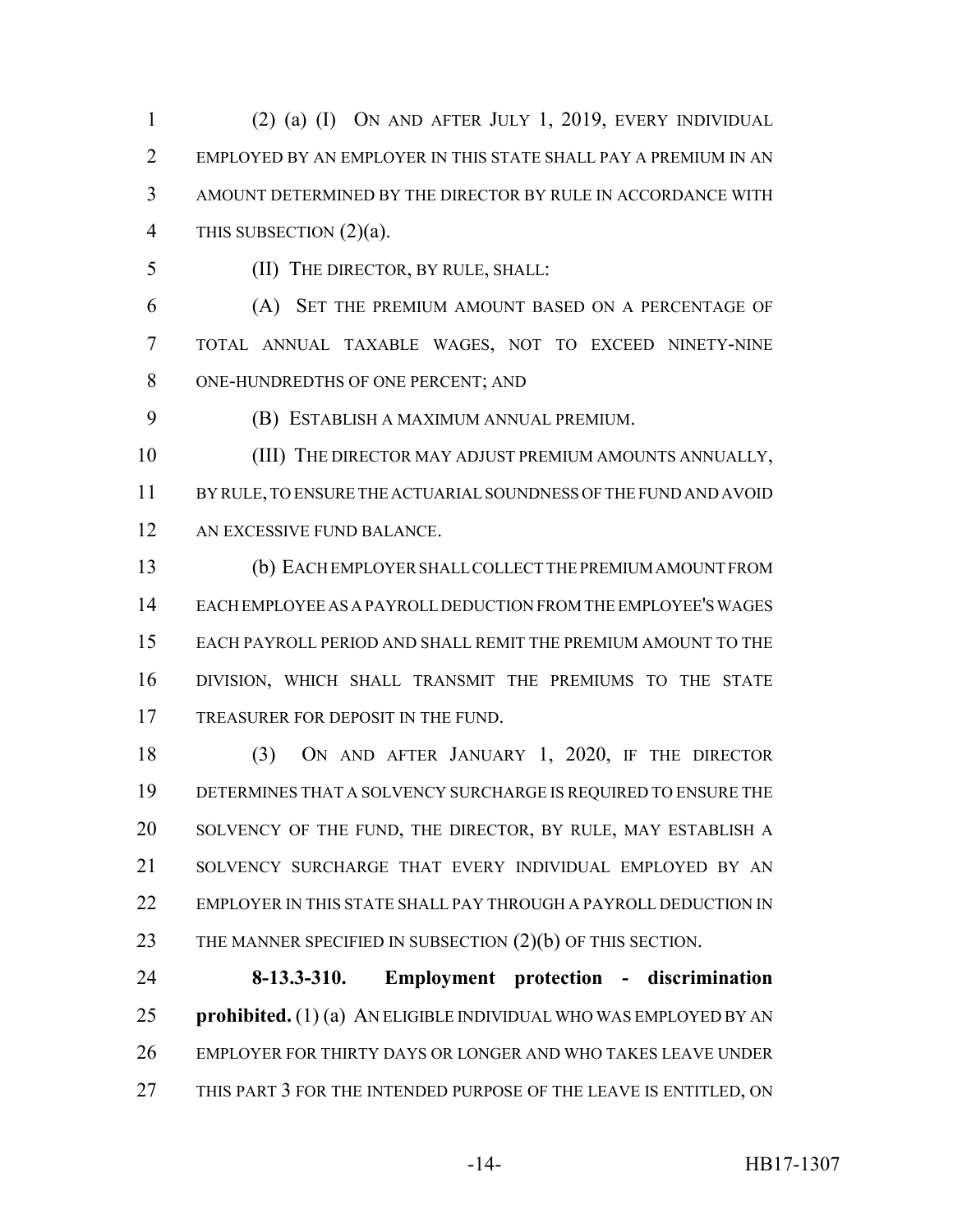(2) (a) (I) ON AND AFTER JULY 1, 2019, EVERY INDIVIDUAL EMPLOYED BY AN EMPLOYER IN THIS STATE SHALL PAY A PREMIUM IN AN AMOUNT DETERMINED BY THE DIRECTOR BY RULE IN ACCORDANCE WITH THIS SUBSECTION (2)(a).

(II) THE DIRECTOR, BY RULE, SHALL:

(A) SET THE PREMIUM AMOUNT BASED ON A PERCENTAGE OF TOTAL ANNUAL TAXABLE WAGES, NOT TO EXCEED NINETY-NINE ONE-HUNDREDTHS OF ONE PERCENT; AND

(B) ESTABLISH A MAXIMUM ANNUAL PREMIUM.

(III) THE DIRECTOR MAY ADJUST PREMIUM AMOUNTS ANNUALLY, BY RULE, TO ENSURE THE ACTUARIAL SOUNDNESS OF THE FUND AND AVOID AN EXCESSIVE FUND BALANCE.

(b) EACH EMPLOYER SHALL COLLECT THE PREMIUM AMOUNT FROM EACH EMPLOYEE AS A PAYROLL DEDUCTION FROM THE EMPLOYEE'S WAGES EACH PAYROLL PERIOD AND SHALL REMIT THE PREMIUM AMOUNT TO THE DIVISION, WHICH SHALL TRANSMIT THE PREMIUMS TO THE STATE TREASURER FOR DEPOSIT IN THE FUND.

(3) ON AND AFTER JANUARY 1, 2020, IF THE DIRECTOR DETERMINES THAT A SOLVENCY SURCHARGE IS REQUIRED TO ENSURE THE SOLVENCY OF THE FUND, THE DIRECTOR, BY RULE, MAY ESTABLISH A SOLVENCY SURCHARGE THAT EVERY INDIVIDUAL EMPLOYED BY AN EMPLOYER IN THIS STATE SHALL PAY THROUGH A PAYROLL DEDUCTION IN THE MANNER SPECIFIED IN SUBSECTION (2)(b) OF THIS SECTION.

**8-13.3-310. Employment protection - discrimination prohibited.** (1) (a) AN ELIGIBLE INDIVIDUAL WHO WAS EMPLOYED BY AN EMPLOYER FOR THIRTY DAYS OR LONGER AND WHO TAKES LEAVE UNDER THIS PART 3 FOR THE INTENDED PURPOSE OF THE LEAVE IS ENTITLED, ON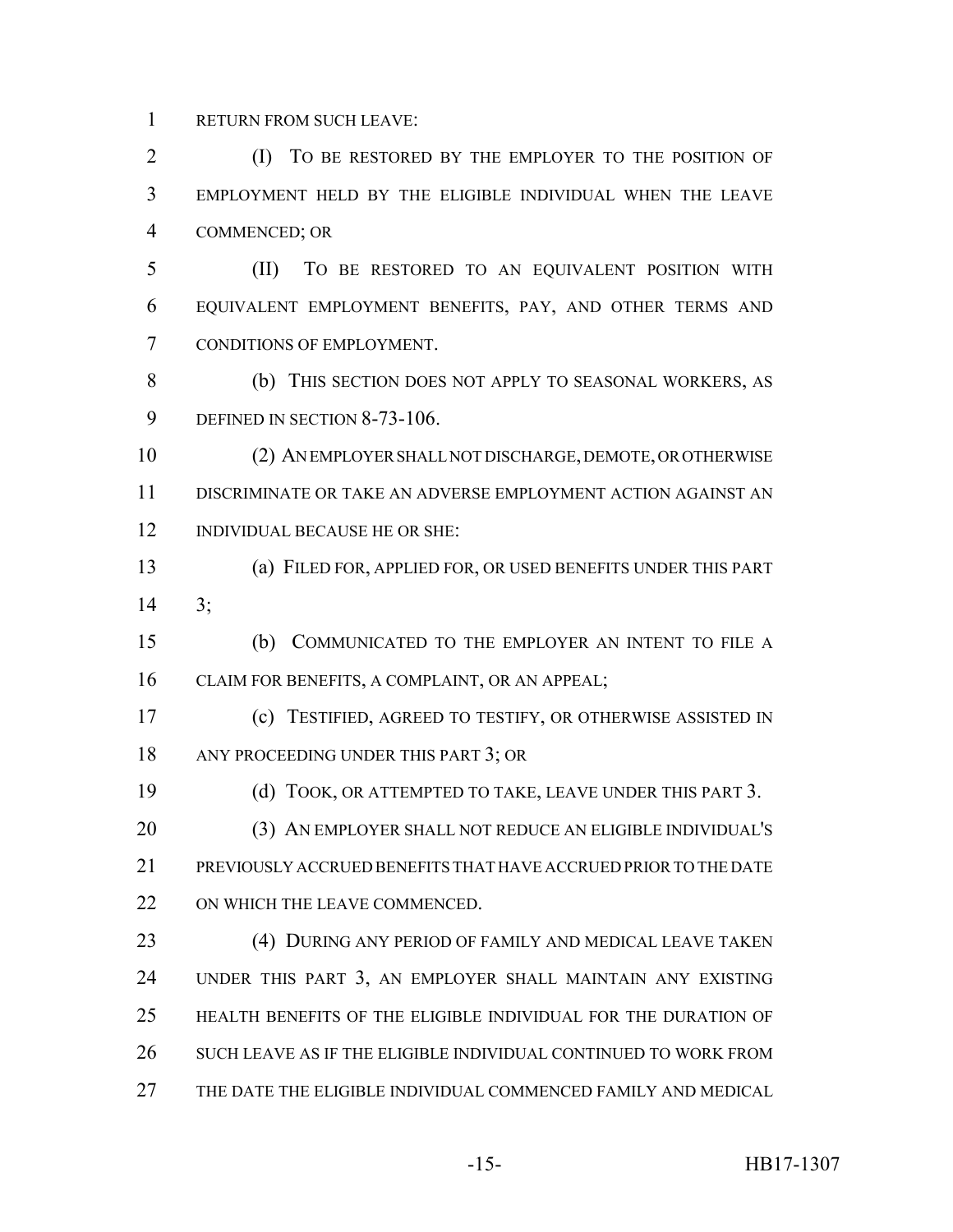RETURN FROM SUCH LEAVE:

(I) TO BE RESTORED BY THE EMPLOYER TO THE POSITION OF EMPLOYMENT HELD BY THE ELIGIBLE INDIVIDUAL WHEN THE LEAVE COMMENCED; OR

(II) TO BE RESTORED TO AN EQUIVALENT POSITION WITH EQUIVALENT EMPLOYMENT BENEFITS, PAY, AND OTHER TERMS AND CONDITIONS OF EMPLOYMENT.

(b) THIS SECTION DOES NOT APPLY TO SEASONAL WORKERS, AS DEFINED IN SECTION 8-73-106.

(2) AN EMPLOYER SHALL NOT DISCHARGE, DEMOTE, OR OTHERWISE DISCRIMINATE OR TAKE AN ADVERSE EMPLOYMENT ACTION AGAINST AN INDIVIDUAL BECAUSE HE OR SHE:

(a) FILED FOR, APPLIED FOR, OR USED BENEFITS UNDER THIS PART 3;

(b) COMMUNICATED TO THE EMPLOYER AN INTENT TO FILE A CLAIM FOR BENEFITS, A COMPLAINT, OR AN APPEAL;

(c) TESTIFIED, AGREED TO TESTIFY, OR OTHERWISE ASSISTED IN ANY PROCEEDING UNDER THIS PART 3; OR

(d) TOOK, OR ATTEMPTED TO TAKE, LEAVE UNDER THIS PART 3.

(3) AN EMPLOYER SHALL NOT REDUCE AN ELIGIBLE INDIVIDUAL'S PREVIOUSLY ACCRUED BENEFITS THAT HAVE ACCRUED PRIOR TO THE DATE ON WHICH THE LEAVE COMMENCED.

(4) DURING ANY PERIOD OF FAMILY AND MEDICAL LEAVE TAKEN UNDER THIS PART 3, AN EMPLOYER SHALL MAINTAIN ANY EXISTING HEALTH BENEFITS OF THE ELIGIBLE INDIVIDUAL FOR THE DURATION OF SUCH LEAVE AS IF THE ELIGIBLE INDIVIDUAL CONTINUED TO WORK FROM THE DATE THE ELIGIBLE INDIVIDUAL COMMENCED FAMILY AND MEDICAL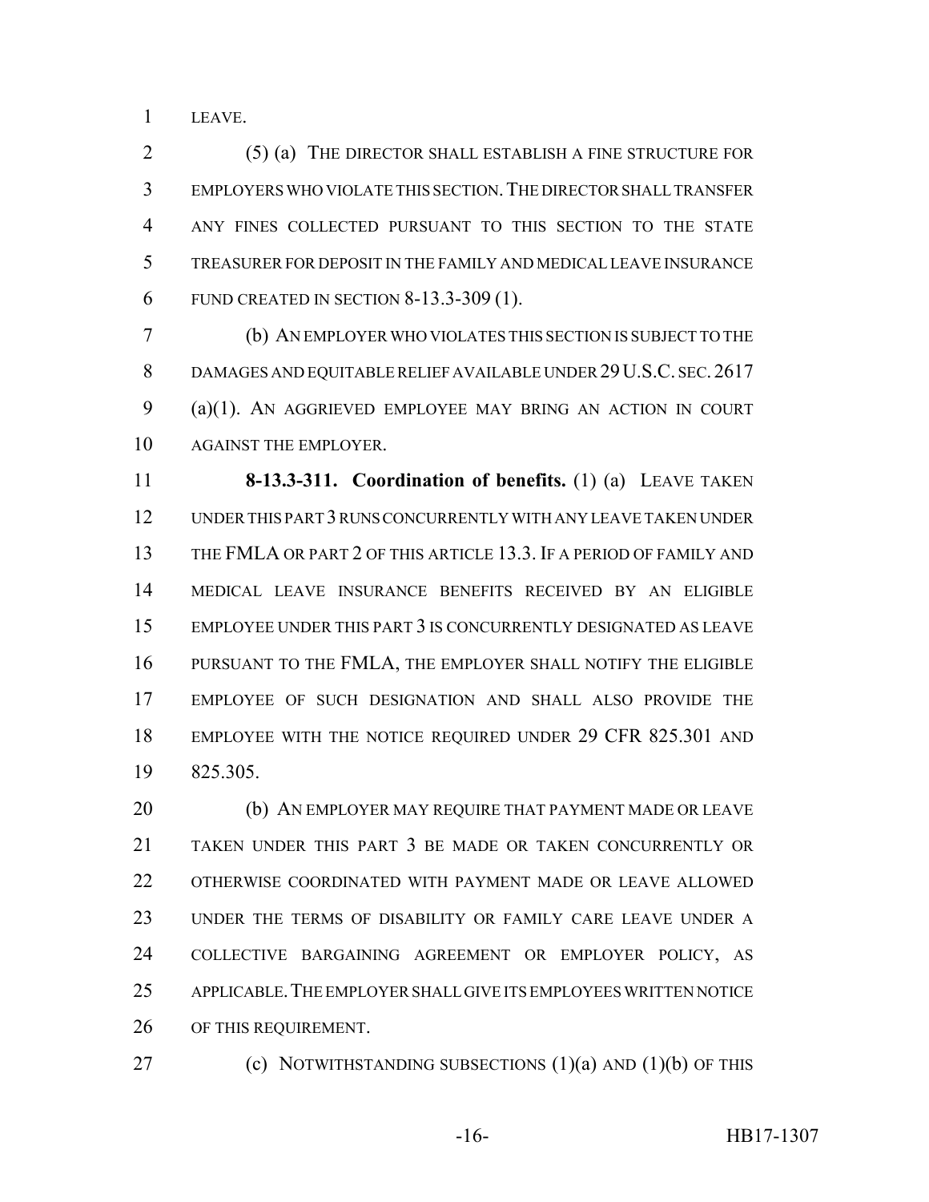LEAVE.

(5) (a) THE DIRECTOR SHALL ESTABLISH A FINE STRUCTURE FOR EMPLOYERS WHO VIOLATE THIS SECTION. THE DIRECTOR SHALL TRANSFER ANY FINES COLLECTED PURSUANT TO THIS SECTION TO THE STATE TREASURER FOR DEPOSIT IN THE FAMILY AND MEDICAL LEAVE INSURANCE FUND CREATED IN SECTION 8-13.3-309 (1).

(b) AN EMPLOYER WHO VIOLATES THIS SECTION IS SUBJECT TO THE DAMAGES AND EQUITABLE RELIEF AVAILABLE UNDER 29 U.S.C. SEC. 2617 (a)(1). AN AGGRIEVED EMPLOYEE MAY BRING AN ACTION IN COURT AGAINST THE EMPLOYER.

**8-13.3-311. Coordination of benefits.** (1) (a) LEAVE TAKEN UNDER THIS PART 3 RUNS CONCURRENTLY WITH ANY LEAVE TAKEN UNDER THE FMLA OR PART 2 OF THIS ARTICLE 13.3. IF A PERIOD OF FAMILY AND MEDICAL LEAVE INSURANCE BENEFITS RECEIVED BY AN ELIGIBLE EMPLOYEE UNDER THIS PART 3 IS CONCURRENTLY DESIGNATED AS LEAVE PURSUANT TO THE FMLA, THE EMPLOYER SHALL NOTIFY THE ELIGIBLE EMPLOYEE OF SUCH DESIGNATION AND SHALL ALSO PROVIDE THE EMPLOYEE WITH THE NOTICE REQUIRED UNDER 29 CFR 825.301 AND 825.305.

(b) AN EMPLOYER MAY REQUIRE THAT PAYMENT MADE OR LEAVE TAKEN UNDER THIS PART 3 BE MADE OR TAKEN CONCURRENTLY OR OTHERWISE COORDINATED WITH PAYMENT MADE OR LEAVE ALLOWED UNDER THE TERMS OF DISABILITY OR FAMILY CARE LEAVE UNDER A COLLECTIVE BARGAINING AGREEMENT OR EMPLOYER POLICY, AS APPLICABLE. THE EMPLOYER SHALL GIVE ITS EMPLOYEES WRITTEN NOTICE OF THIS REQUIREMENT.

(c) NOTWITHSTANDING SUBSECTIONS (1)(a) AND (1)(b) OF THIS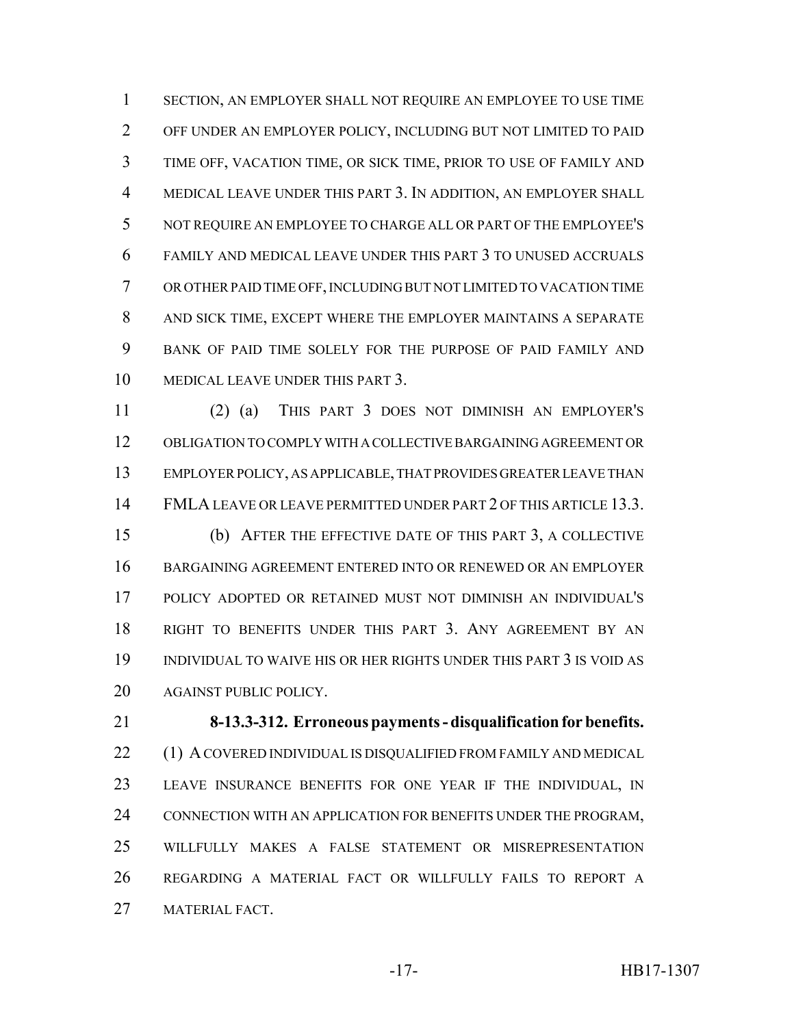SECTION, AN EMPLOYER SHALL NOT REQUIRE AN EMPLOYEE TO USE TIME OFF UNDER AN EMPLOYER POLICY, INCLUDING BUT NOT LIMITED TO PAID TIME OFF, VACATION TIME, OR SICK TIME, PRIOR TO USE OF FAMILY AND MEDICAL LEAVE UNDER THIS PART 3. IN ADDITION, AN EMPLOYER SHALL NOT REQUIRE AN EMPLOYEE TO CHARGE ALL OR PART OF THE EMPLOYEE'S FAMILY AND MEDICAL LEAVE UNDER THIS PART 3 TO UNUSED ACCRUALS OR OTHER PAID TIME OFF, INCLUDING BUT NOT LIMITED TO VACATION TIME AND SICK TIME, EXCEPT WHERE THE EMPLOYER MAINTAINS A SEPARATE BANK OF PAID TIME SOLELY FOR THE PURPOSE OF PAID FAMILY AND MEDICAL LEAVE UNDER THIS PART 3.

(2) (a) THIS PART 3 DOES NOT DIMINISH AN EMPLOYER'S OBLIGATION TO COMPLY WITH A COLLECTIVE BARGAINING AGREEMENT OR EMPLOYER POLICY, AS APPLICABLE, THAT PROVIDES GREATER LEAVE THAN FMLA LEAVE OR LEAVE PERMITTED UNDER PART 2 OF THIS ARTICLE 13.3.

(b) AFTER THE EFFECTIVE DATE OF THIS PART 3, A COLLECTIVE BARGAINING AGREEMENT ENTERED INTO OR RENEWED OR AN EMPLOYER POLICY ADOPTED OR RETAINED MUST NOT DIMINISH AN INDIVIDUAL'S RIGHT TO BENEFITS UNDER THIS PART 3. ANY AGREEMENT BY AN INDIVIDUAL TO WAIVE HIS OR HER RIGHTS UNDER THIS PART 3 IS VOID AS AGAINST PUBLIC POLICY.

**8-13.3-312. Erroneous payments - disqualification for benefits.** (1) A COVERED INDIVIDUAL IS DISQUALIFIED FROM FAMILY AND MEDICAL LEAVE INSURANCE BENEFITS FOR ONE YEAR IF THE INDIVIDUAL, IN CONNECTION WITH AN APPLICATION FOR BENEFITS UNDER THE PROGRAM, WILLFULLY MAKES A FALSE STATEMENT OR MISREPRESENTATION REGARDING A MATERIAL FACT OR WILLFULLY FAILS TO REPORT A MATERIAL FACT.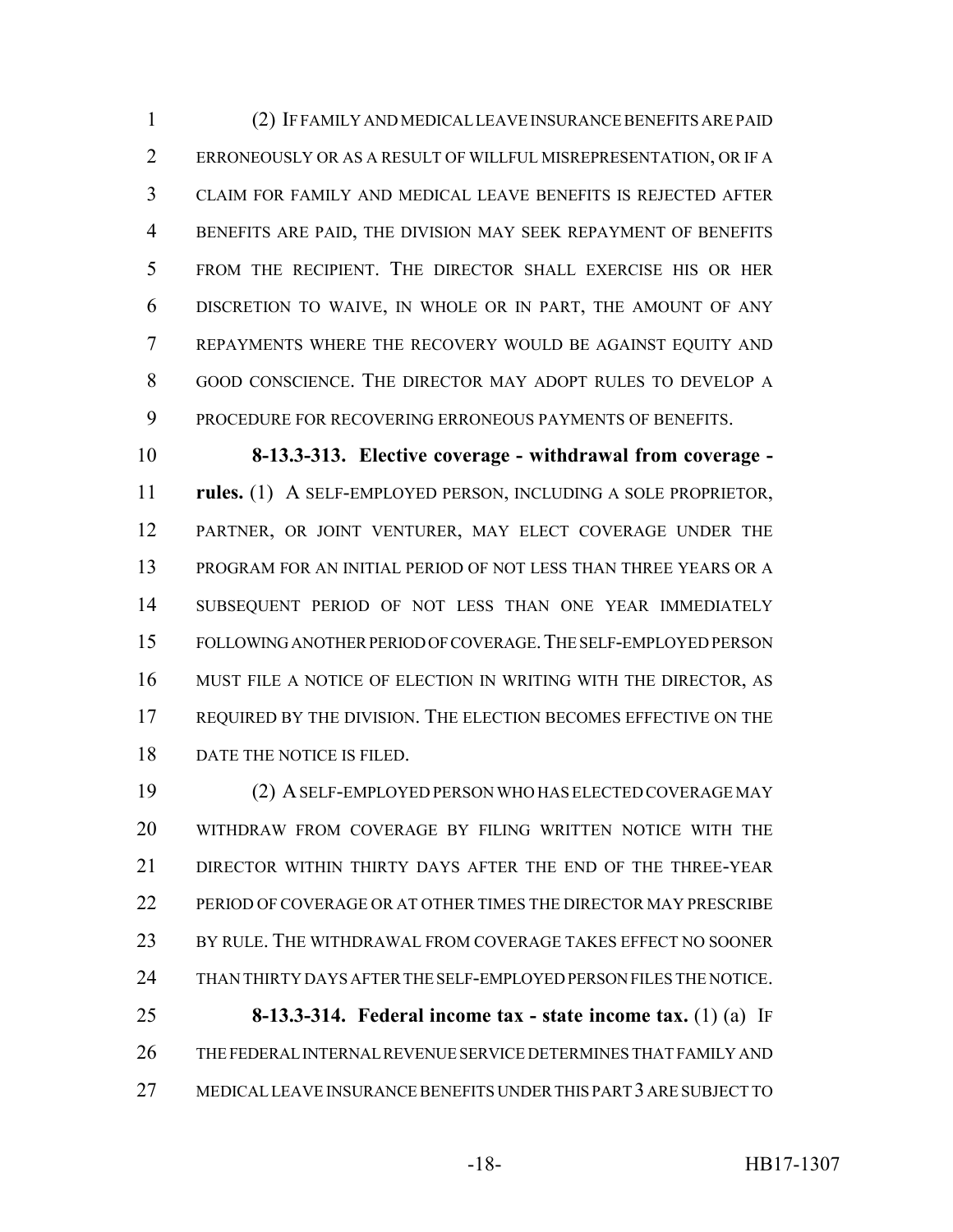(2) IF FAMILY AND MEDICAL LEAVE INSURANCE BENEFITS ARE PAID ERRONEOUSLY OR AS A RESULT OF WILLFUL MISREPRESENTATION, OR IF A CLAIM FOR FAMILY AND MEDICAL LEAVE BENEFITS IS REJECTED AFTER BENEFITS ARE PAID, THE DIVISION MAY SEEK REPAYMENT OF BENEFITS FROM THE RECIPIENT. THE DIRECTOR SHALL EXERCISE HIS OR HER DISCRETION TO WAIVE, IN WHOLE OR IN PART, THE AMOUNT OF ANY REPAYMENTS WHERE THE RECOVERY WOULD BE AGAINST EQUITY AND GOOD CONSCIENCE. THE DIRECTOR MAY ADOPT RULES TO DEVELOP A PROCEDURE FOR RECOVERING ERRONEOUS PAYMENTS OF BENEFITS.

**8-13.3-313. Elective coverage - withdrawal from coverage - rules.** (1) A SELF-EMPLOYED PERSON, INCLUDING A SOLE PROPRIETOR, PARTNER, OR JOINT VENTURER, MAY ELECT COVERAGE UNDER THE PROGRAM FOR AN INITIAL PERIOD OF NOT LESS THAN THREE YEARS OR A SUBSEQUENT PERIOD OF NOT LESS THAN ONE YEAR IMMEDIATELY FOLLOWING ANOTHER PERIOD OF COVERAGE. THE SELF-EMPLOYED PERSON MUST FILE A NOTICE OF ELECTION IN WRITING WITH THE DIRECTOR, AS REQUIRED BY THE DIVISION. THE ELECTION BECOMES EFFECTIVE ON THE DATE THE NOTICE IS FILED.

(2) A SELF-EMPLOYED PERSON WHO HAS ELECTED COVERAGE MAY WITHDRAW FROM COVERAGE BY FILING WRITTEN NOTICE WITH THE DIRECTOR WITHIN THIRTY DAYS AFTER THE END OF THE THREE-YEAR PERIOD OF COVERAGE OR AT OTHER TIMES THE DIRECTOR MAY PRESCRIBE BY RULE. THE WITHDRAWAL FROM COVERAGE TAKES EFFECT NO SOONER THAN THIRTY DAYS AFTER THE SELF-EMPLOYED PERSON FILES THE NOTICE.

**8-13.3-314. Federal income tax - state income tax.** (1) (a) IF THE FEDERAL INTERNAL REVENUE SERVICE DETERMINES THAT FAMILY AND MEDICAL LEAVE INSURANCE BENEFITS UNDER THIS PART 3 ARE SUBJECT TO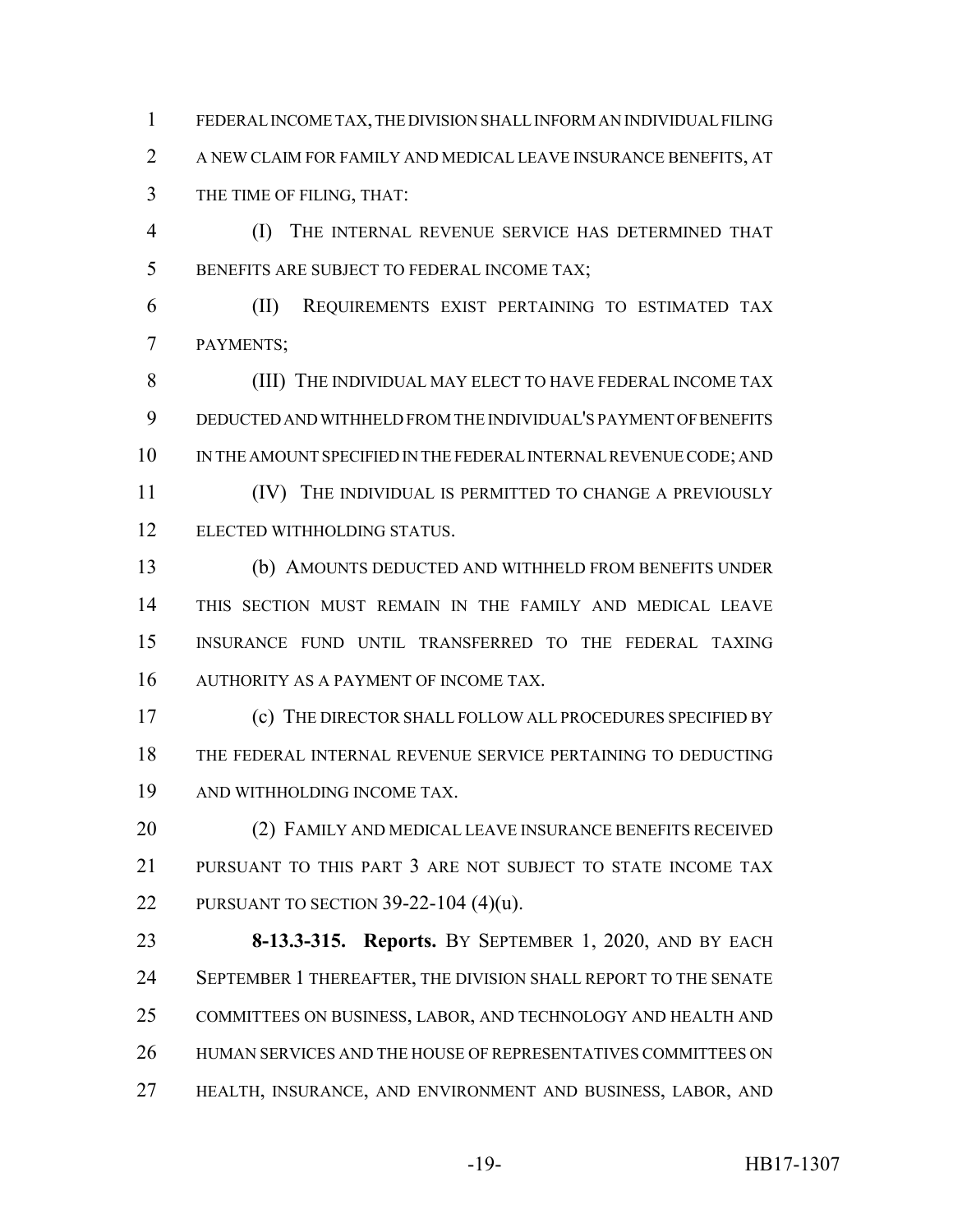FEDERAL INCOME TAX, THE DIVISION SHALL INFORM AN INDIVIDUAL FILING A NEW CLAIM FOR FAMILY AND MEDICAL LEAVE INSURANCE BENEFITS, AT THE TIME OF FILING, THAT:

(I) THE INTERNAL REVENUE SERVICE HAS DETERMINED THAT BENEFITS ARE SUBJECT TO FEDERAL INCOME TAX;

(II) REQUIREMENTS EXIST PERTAINING TO ESTIMATED TAX PAYMENTS;

(III) THE INDIVIDUAL MAY ELECT TO HAVE FEDERAL INCOME TAX DEDUCTED AND WITHHELD FROM THE INDIVIDUAL'S PAYMENT OF BENEFITS IN THE AMOUNT SPECIFIED IN THE FEDERAL INTERNAL REVENUE CODE; AND

(IV) THE INDIVIDUAL IS PERMITTED TO CHANGE A PREVIOUSLY ELECTED WITHHOLDING STATUS.

(b) AMOUNTS DEDUCTED AND WITHHELD FROM BENEFITS UNDER THIS SECTION MUST REMAIN IN THE FAMILY AND MEDICAL LEAVE INSURANCE FUND UNTIL TRANSFERRED TO THE FEDERAL TAXING AUTHORITY AS A PAYMENT OF INCOME TAX.

(c) THE DIRECTOR SHALL FOLLOW ALL PROCEDURES SPECIFIED BY THE FEDERAL INTERNAL REVENUE SERVICE PERTAINING TO DEDUCTING AND WITHHOLDING INCOME TAX.

(2) FAMILY AND MEDICAL LEAVE INSURANCE BENEFITS RECEIVED PURSUANT TO THIS PART 3 ARE NOT SUBJECT TO STATE INCOME TAX PURSUANT TO SECTION 39-22-104 (4)(u).

**8-13.3-315. Reports.** BY SEPTEMBER 1, 2020, AND BY EACH SEPTEMBER 1 THEREAFTER, THE DIVISION SHALL REPORT TO THE SENATE COMMITTEES ON BUSINESS, LABOR, AND TECHNOLOGY AND HEALTH AND HUMAN SERVICES AND THE HOUSE OF REPRESENTATIVES COMMITTEES ON HEALTH, INSURANCE, AND ENVIRONMENT AND BUSINESS, LABOR, AND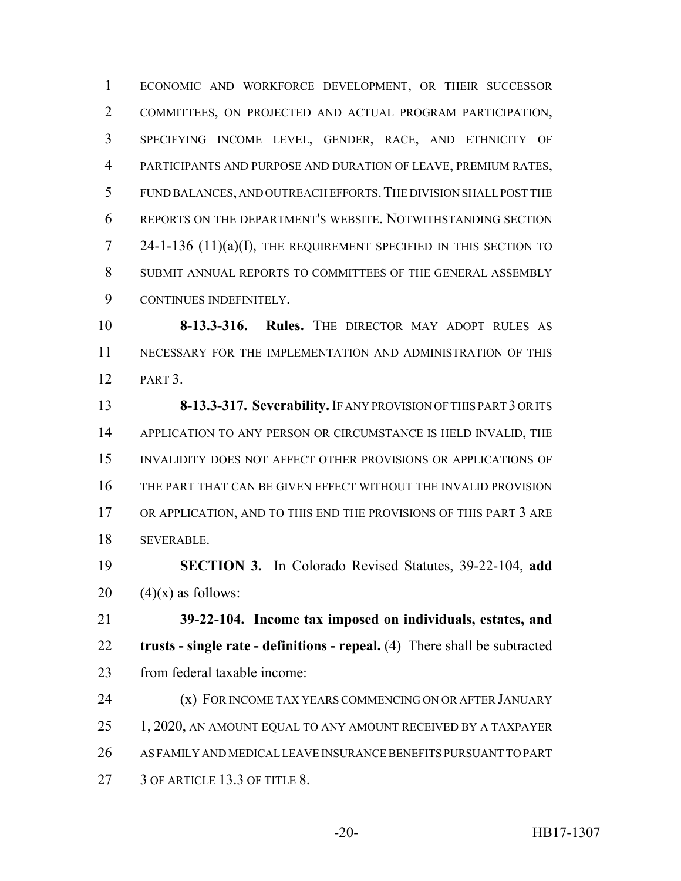ECONOMIC AND WORKFORCE DEVELOPMENT, OR THEIR SUCCESSOR COMMITTEES, ON PROJECTED AND ACTUAL PROGRAM PARTICIPATION, SPECIFYING INCOME LEVEL, GENDER, RACE, AND ETHNICITY OF PARTICIPANTS AND PURPOSE AND DURATION OF LEAVE, PREMIUM RATES, FUND BALANCES, AND OUTREACH EFFORTS. THE DIVISION SHALL POST THE REPORTS ON THE DEPARTMENT'S WEBSITE. NOTWITHSTANDING SECTION 24-1-136 (11)(a)(I), THE REQUIREMENT SPECIFIED IN THIS SECTION TO SUBMIT ANNUAL REPORTS TO COMMITTEES OF THE GENERAL ASSEMBLY CONTINUES INDEFINITELY.

**8-13.3-316. Rules.** THE DIRECTOR MAY ADOPT RULES AS NECESSARY FOR THE IMPLEMENTATION AND ADMINISTRATION OF THIS PART 3.

**8-13.3-317. Severability.** IF ANY PROVISION OF THIS PART 3 OR ITS APPLICATION TO ANY PERSON OR CIRCUMSTANCE IS HELD INVALID, THE INVALIDITY DOES NOT AFFECT OTHER PROVISIONS OR APPLICATIONS OF THE PART THAT CAN BE GIVEN EFFECT WITHOUT THE INVALID PROVISION OR APPLICATION, AND TO THIS END THE PROVISIONS OF THIS PART 3 ARE SEVERABLE.

**SECTION 3.** In Colorado Revised Statutes, 39-22-104, **add** (4)(x) as follows:

**39-22-104. Income tax imposed on individuals, estates, and trusts - single rate - definitions - repeal.** (4) There shall be subtracted from federal taxable income:

(x) FOR INCOME TAX YEARS COMMENCING ON OR AFTER JANUARY 1, 2020, AN AMOUNT EQUAL TO ANY AMOUNT RECEIVED BY A TAXPAYER AS FAMILY AND MEDICAL LEAVE INSURANCE BENEFITS PURSUANT TO PART 3 OF ARTICLE 13.3 OF TITLE 8.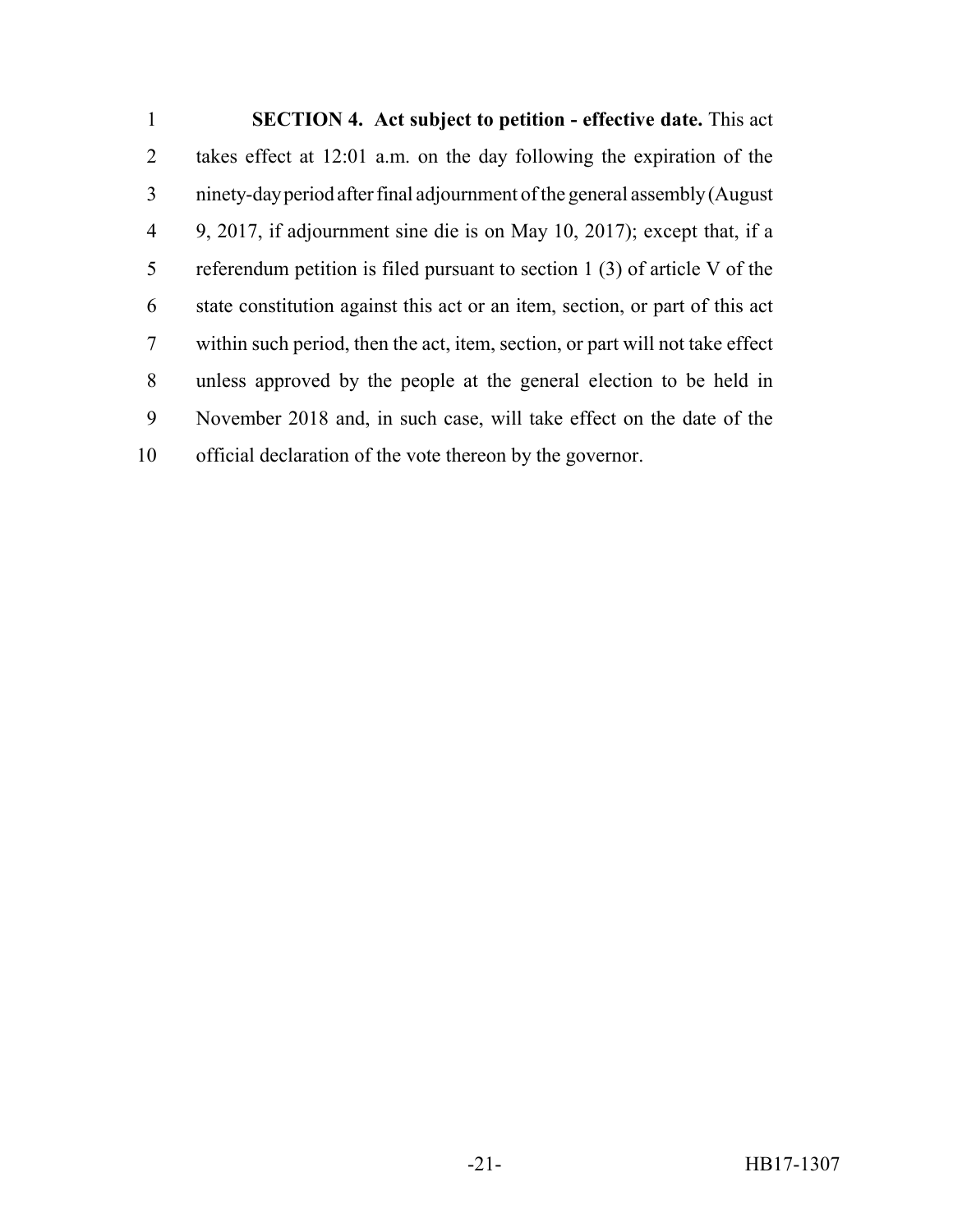**SECTION 4. Act subject to petition - effective date.** This act takes effect at 12:01 a.m. on the day following the expiration of the ninety-day period after final adjournment of the general assembly (August 9, 2017, if adjournment sine die is on May 10, 2017); except that, if a referendum petition is filed pursuant to section 1 (3) of article V of the state constitution against this act or an item, section, or part of this act within such period, then the act, item, section, or part will not take effect unless approved by the people at the general election to be held in November 2018 and, in such case, will take effect on the date of the official declaration of the vote thereon by the governor.